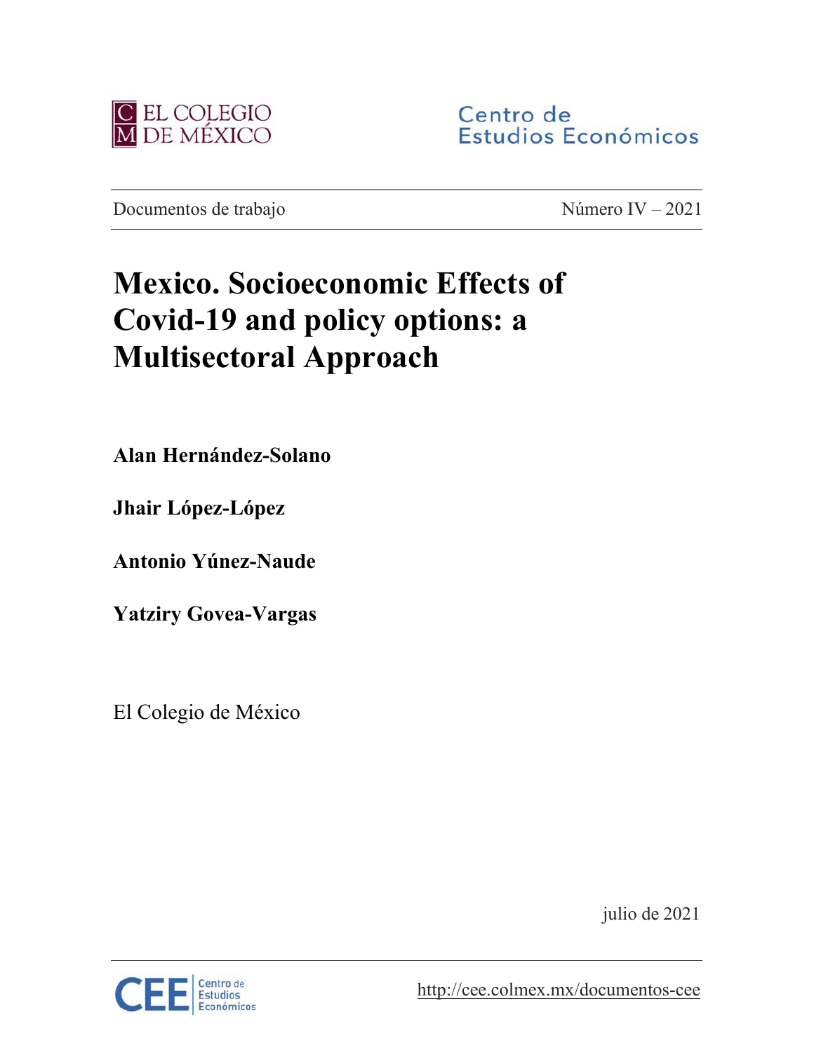EL COLEGIO DE MÉXICO

Centro de Estudios Económicos

Documentos de trabajo | Número IV – 2021

# Mexico. Socioeconomic Effects of Covid-19 and policy options: a Multisectoral Approach

**Alan Hernández-Solano**

**Jhair López-López**

**Antonio Yúnez-Naude**

**Yatziry Govea-Vargas**

El Colegio de México

julio de 2021

CEE Centro de Estudios Económicos

http://cee.colmex.mx/documentos-cee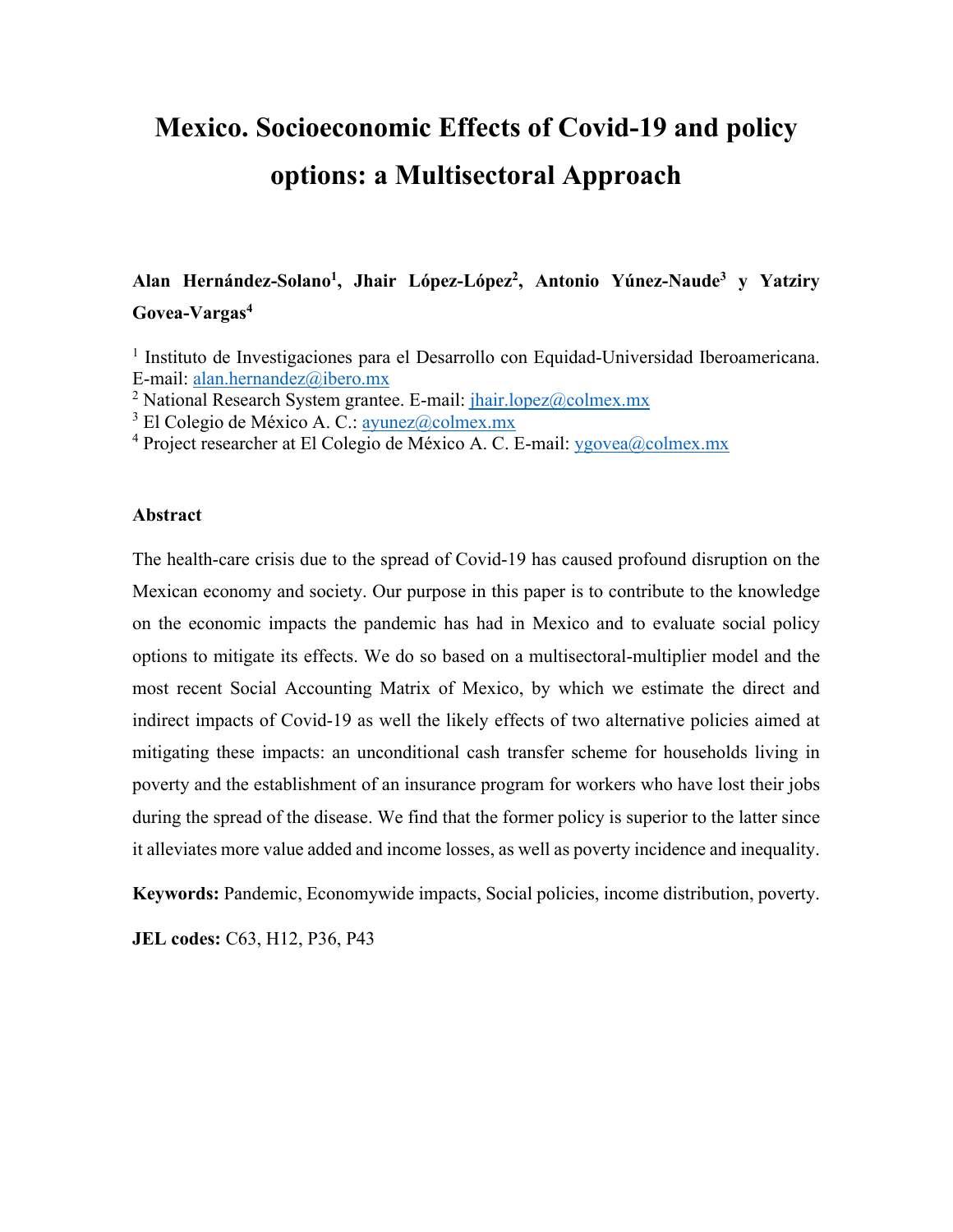# Mexico. Socioeconomic Effects of Covid-19 and policy options: a Multisectoral Approach

**Alan Hernández-Solano[1], Jhair López-López[2], Antonio Yúnez-Naude[3] y Yatziry Govea-Vargas[4]**

[1] Instituto de Investigaciones para el Desarrollo con Equidad-Universidad Iberoamericana. E-mail: alan.hernandez@ibero.mx

[2] National Research System grantee. E-mail: jhair.lopez@colmex.mx

[3] El Colegio de México A. C.: ayunez@colmex.mx

[4] Project researcher at El Colegio de México A. C. E-mail: ygovea@colmex.mx

**Abstract**

The health-care crisis due to the spread of Covid-19 has caused profound disruption on the Mexican economy and society. Our purpose in this paper is to contribute to the knowledge on the economic impacts the pandemic has had in Mexico and to evaluate social policy options to mitigate its effects. We do so based on a multisectoral-multiplier model and the most recent Social Accounting Matrix of Mexico, by which we estimate the direct and indirect impacts of Covid-19 as well the likely effects of two alternative policies aimed at mitigating these impacts: an unconditional cash transfer scheme for households living in poverty and the establishment of an insurance program for workers who have lost their jobs during the spread of the disease. We find that the former policy is superior to the latter since it alleviates more value added and income losses, as well as poverty incidence and inequality.

**Keywords:** Pandemic, Economywide impacts, Social policies, income distribution, poverty.

**JEL codes:** C63, H12, P36, P43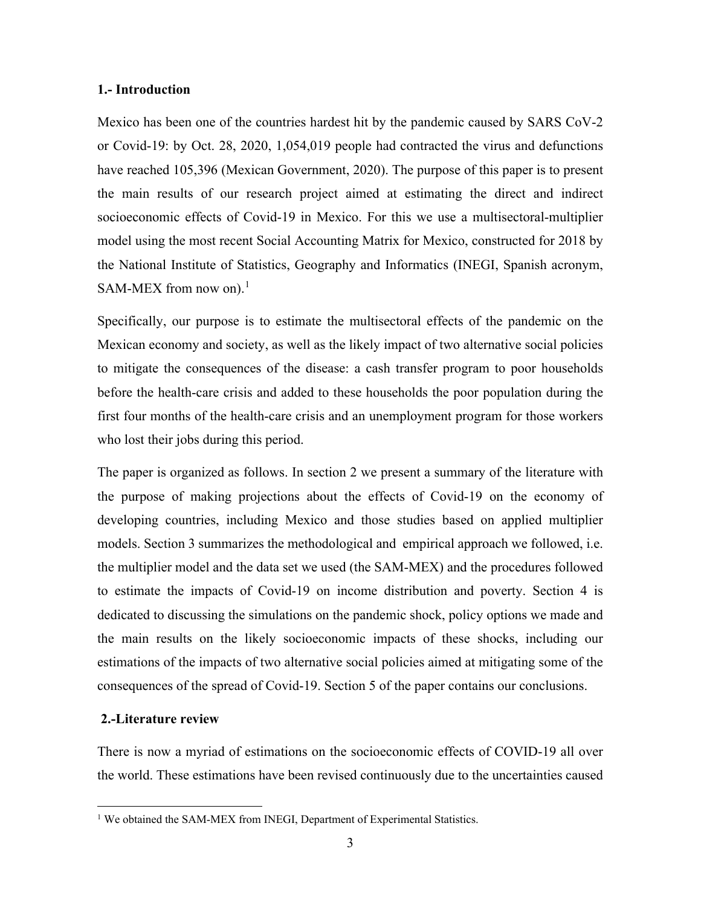## 1.- Introduction

Mexico has been one of the countries hardest hit by the pandemic caused by SARS CoV-2 or Covid-19: by Oct. 28, 2020, 1,054,019 people had contracted the virus and defunctions have reached 105,396 (Mexican Government, 2020). The purpose of this paper is to present the main results of our research project aimed at estimating the direct and indirect socioeconomic effects of Covid-19 in Mexico. For this we use a multisectoral-multiplier model using the most recent Social Accounting Matrix for Mexico, constructed for 2018 by the National Institute of Statistics, Geography and Informatics (INEGI, Spanish acronym, SAM-MEX from now on).[1]

Specifically, our purpose is to estimate the multisectoral effects of the pandemic on the Mexican economy and society, as well as the likely impact of two alternative social policies to mitigate the consequences of the disease: a cash transfer program to poor households before the health-care crisis and added to these households the poor population during the first four months of the health-care crisis and an unemployment program for those workers who lost their jobs during this period.

The paper is organized as follows. In section 2 we present a summary of the literature with the purpose of making projections about the effects of Covid-19 on the economy of developing countries, including Mexico and those studies based on applied multiplier models. Section 3 summarizes the methodological and empirical approach we followed, i.e. the multiplier model and the data set we used (the SAM-MEX) and the procedures followed to estimate the impacts of Covid-19 on income distribution and poverty. Section 4 is dedicated to discussing the simulations on the pandemic shock, policy options we made and the main results on the likely socioeconomic impacts of these shocks, including our estimations of the impacts of two alternative social policies aimed at mitigating some of the consequences of the spread of Covid-19. Section 5 of the paper contains our conclusions.

## 2.-Literature review

There is now a myriad of estimations on the socioeconomic effects of COVID-19 all over the world. These estimations have been revised continuously due to the uncertainties caused

[1] We obtained the SAM-MEX from INEGI, Department of Experimental Statistics.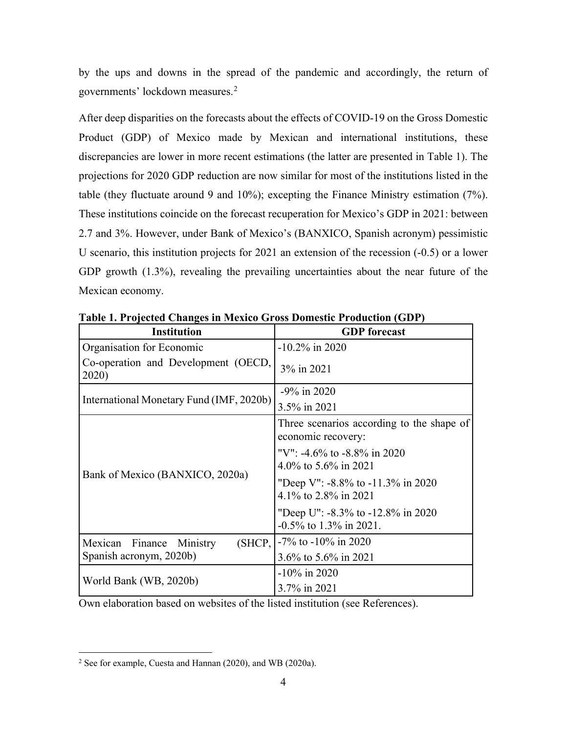by the ups and downs in the spread of the pandemic and accordingly, the return of governments' lockdown measures.[2]

After deep disparities on the forecasts about the effects of COVID-19 on the Gross Domestic Product (GDP) of Mexico made by Mexican and international institutions, these discrepancies are lower in more recent estimations (the latter are presented in Table 1). The projections for 2020 GDP reduction are now similar for most of the institutions listed in the table (they fluctuate around 9 and 10%); excepting the Finance Ministry estimation (7%). These institutions coincide on the forecast recuperation for Mexico's GDP in 2021: between 2.7 and 3%. However, under Bank of Mexico's (BANXICO, Spanish acronym) pessimistic U scenario, this institution projects for 2021 an extension of the recession (-0.5) or a lower GDP growth (1.3%), revealing the prevailing uncertainties about the near future of the Mexican economy.

**Table 1. Projected Changes in Mexico Gross Domestic Production (GDP)**

| Institution | GDP forecast |
|---|---|
| Organisation for Economic Co-operation and Development (OECD, 2020) | -10.2% in 2020<br>3% in 2021 |
| International Monetary Fund (IMF, 2020b) | -9% in 2020<br>3.5% in 2021 |
| Bank of Mexico (BANXICO, 2020a) | Three scenarios according to the shape of economic recovery:<br>"V": -4.6% to -8.8% in 2020<br>4.0% to 5.6% in 2021<br>"Deep V": -8.8% to -11.3% in 2020<br>4.1% to 2.8% in 2021<br>"Deep U": -8.3% to -12.8% in 2020<br>-0.5% to 1.3% in 2021. |
| Mexican Finance Ministry (SHCP, Spanish acronym, 2020b) | -7% to -10% in 2020<br>3.6% to 5.6% in 2021 |
| World Bank (WB, 2020b) | -10% in 2020<br>3.7% in 2021 |

Own elaboration based on websites of the listed institution (see References).

[2] See for example, Cuesta and Hannan (2020), and WB (2020a).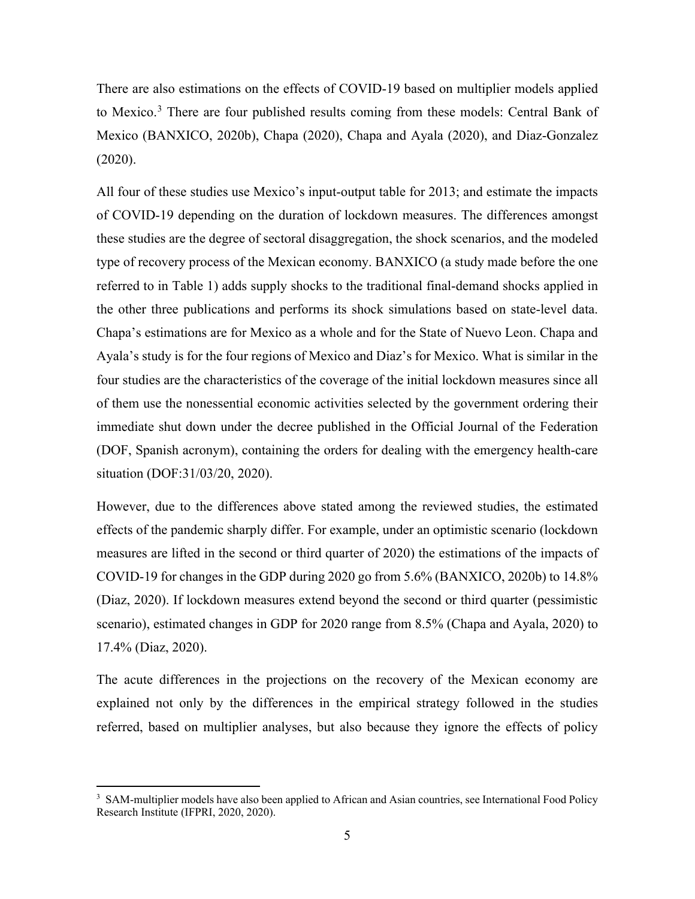There are also estimations on the effects of COVID-19 based on multiplier models applied to Mexico.[3] There are four published results coming from these models: Central Bank of Mexico (BANXICO, 2020b), Chapa (2020), Chapa and Ayala (2020), and Diaz-Gonzalez (2020).

All four of these studies use Mexico's input-output table for 2013; and estimate the impacts of COVID-19 depending on the duration of lockdown measures. The differences amongst these studies are the degree of sectoral disaggregation, the shock scenarios, and the modeled type of recovery process of the Mexican economy. BANXICO (a study made before the one referred to in Table 1) adds supply shocks to the traditional final-demand shocks applied in the other three publications and performs its shock simulations based on state-level data. Chapa's estimations are for Mexico as a whole and for the State of Nuevo Leon. Chapa and Ayala's study is for the four regions of Mexico and Diaz's for Mexico. What is similar in the four studies are the characteristics of the coverage of the initial lockdown measures since all of them use the nonessential economic activities selected by the government ordering their immediate shut down under the decree published in the Official Journal of the Federation (DOF, Spanish acronym), containing the orders for dealing with the emergency health-care situation (DOF:31/03/20, 2020).

However, due to the differences above stated among the reviewed studies, the estimated effects of the pandemic sharply differ. For example, under an optimistic scenario (lockdown measures are lifted in the second or third quarter of 2020) the estimations of the impacts of COVID-19 for changes in the GDP during 2020 go from 5.6% (BANXICO, 2020b) to 14.8% (Diaz, 2020). If lockdown measures extend beyond the second or third quarter (pessimistic scenario), estimated changes in GDP for 2020 range from 8.5% (Chapa and Ayala, 2020) to 17.4% (Diaz, 2020).

The acute differences in the projections on the recovery of the Mexican economy are explained not only by the differences in the empirical strategy followed in the studies referred, based on multiplier analyses, but also because they ignore the effects of policy

[3] SAM-multiplier models have also been applied to African and Asian countries, see International Food Policy Research Institute (IFPRI, 2020, 2020).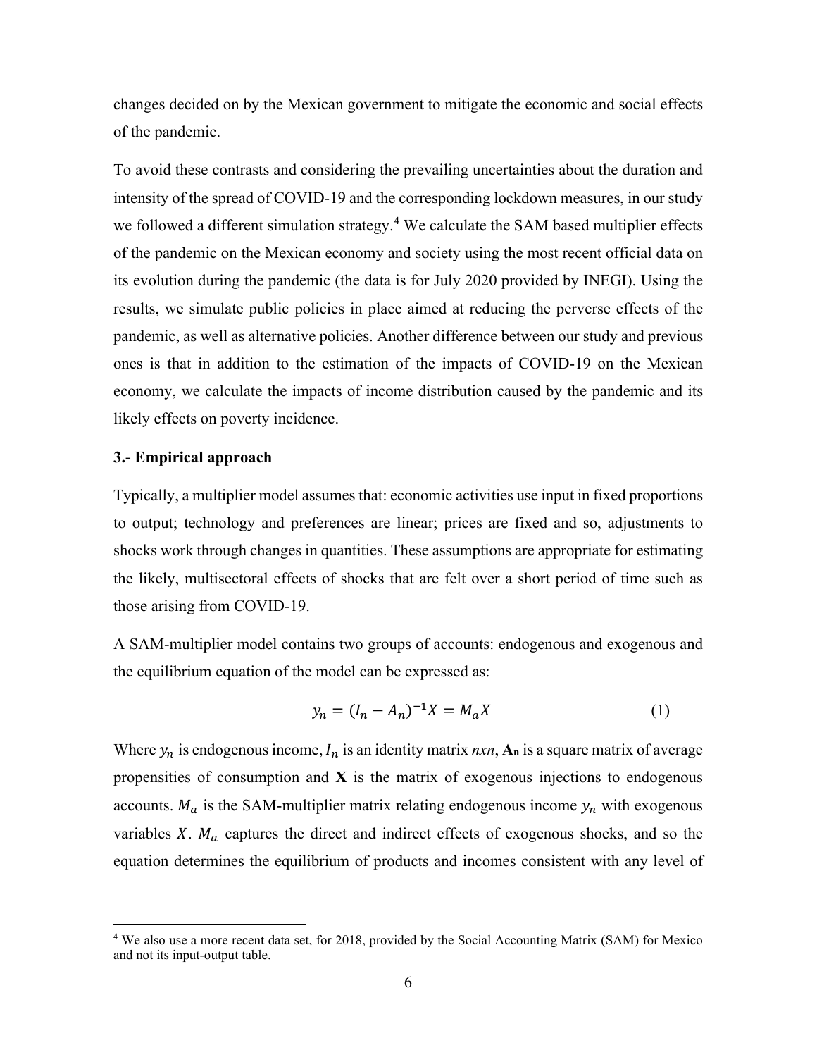changes decided on by the Mexican government to mitigate the economic and social effects of the pandemic.

To avoid these contrasts and considering the prevailing uncertainties about the duration and intensity of the spread of COVID-19 and the corresponding lockdown measures, in our study we followed a different simulation strategy.[4] We calculate the SAM based multiplier effects of the pandemic on the Mexican economy and society using the most recent official data on its evolution during the pandemic (the data is for July 2020 provided by INEGI). Using the results, we simulate public policies in place aimed at reducing the perverse effects of the pandemic, as well as alternative policies. Another difference between our study and previous ones is that in addition to the estimation of the impacts of COVID-19 on the Mexican economy, we calculate the impacts of income distribution caused by the pandemic and its likely effects on poverty incidence.

### 3.- Empirical approach

Typically, a multiplier model assumes that: economic activities use input in fixed proportions to output; technology and preferences are linear; prices are fixed and so, adjustments to shocks work through changes in quantities. These assumptions are appropriate for estimating the likely, multisectoral effects of shocks that are felt over a short period of time such as those arising from COVID-19.

A SAM-multiplier model contains two groups of accounts: endogenous and exogenous and the equilibrium equation of the model can be expressed as:

$$y_n = (I_n - A_n)^{-1} X = M_a X \tag{1}$$

Where $y_n$ is endogenous income, $I_n$ is an identity matrix *nxn*, $\mathbf{A_n}$ is a square matrix of average propensities of consumption and $\mathbf{X}$ is the matrix of exogenous injections to endogenous accounts. $M_a$ is the SAM-multiplier matrix relating endogenous income $y_n$ with exogenous variables $X$. $M_a$ captures the direct and indirect effects of exogenous shocks, and so the equation determines the equilibrium of products and incomes consistent with any level of

[4] We also use a more recent data set, for 2018, provided by the Social Accounting Matrix (SAM) for Mexico and not its input-output table.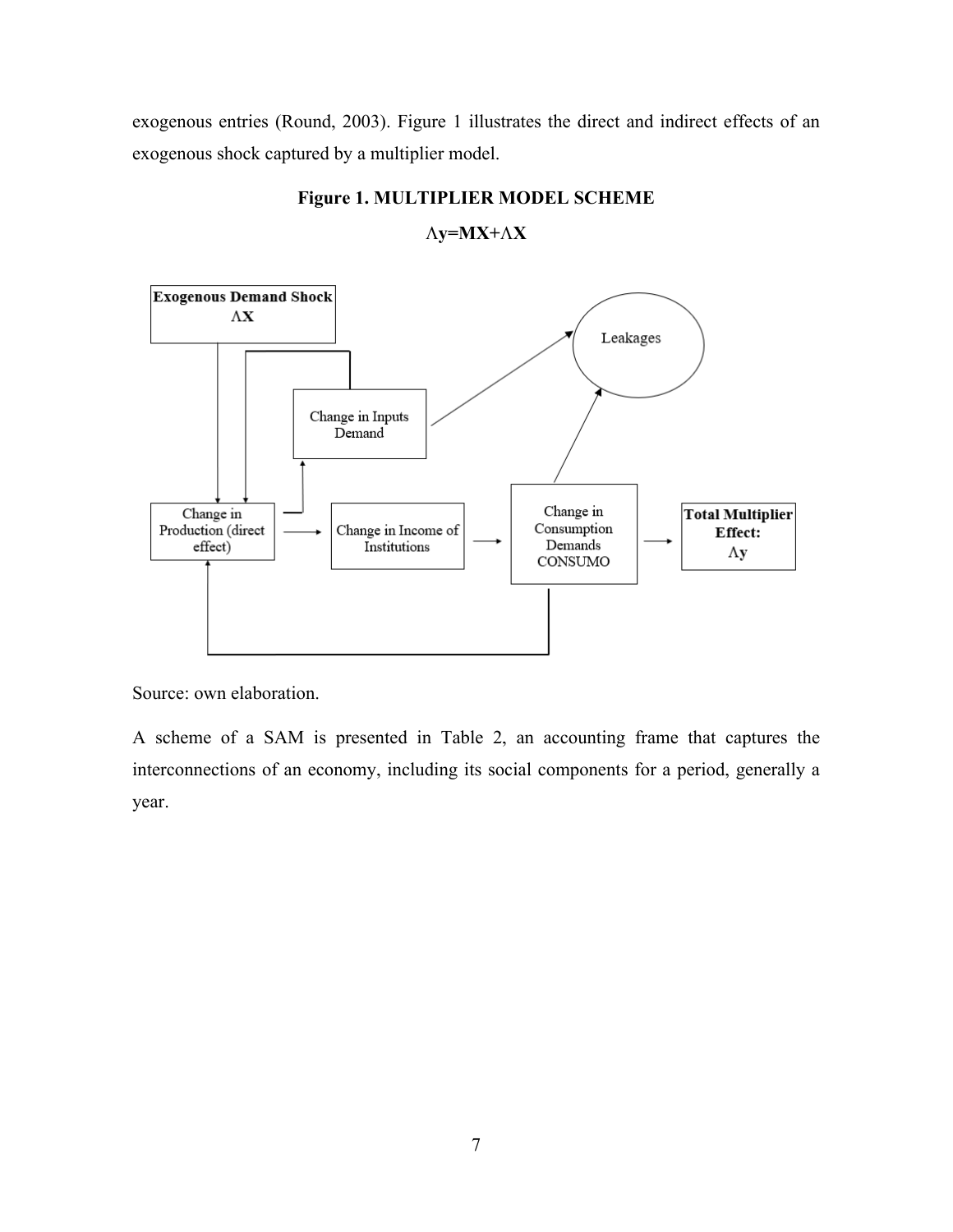exogenous entries (Round, 2003). Figure 1 illustrates the direct and indirect effects of an exogenous shock captured by a multiplier model.

**Figure 1. MULTIPLIER MODEL SCHEME**

$$\mathbf{\Lambda y = MX + \Lambda X}$$

Source: own elaboration.

A scheme of a SAM is presented in Table 2, an accounting frame that captures the interconnections of an economy, including its social components for a period, generally a year.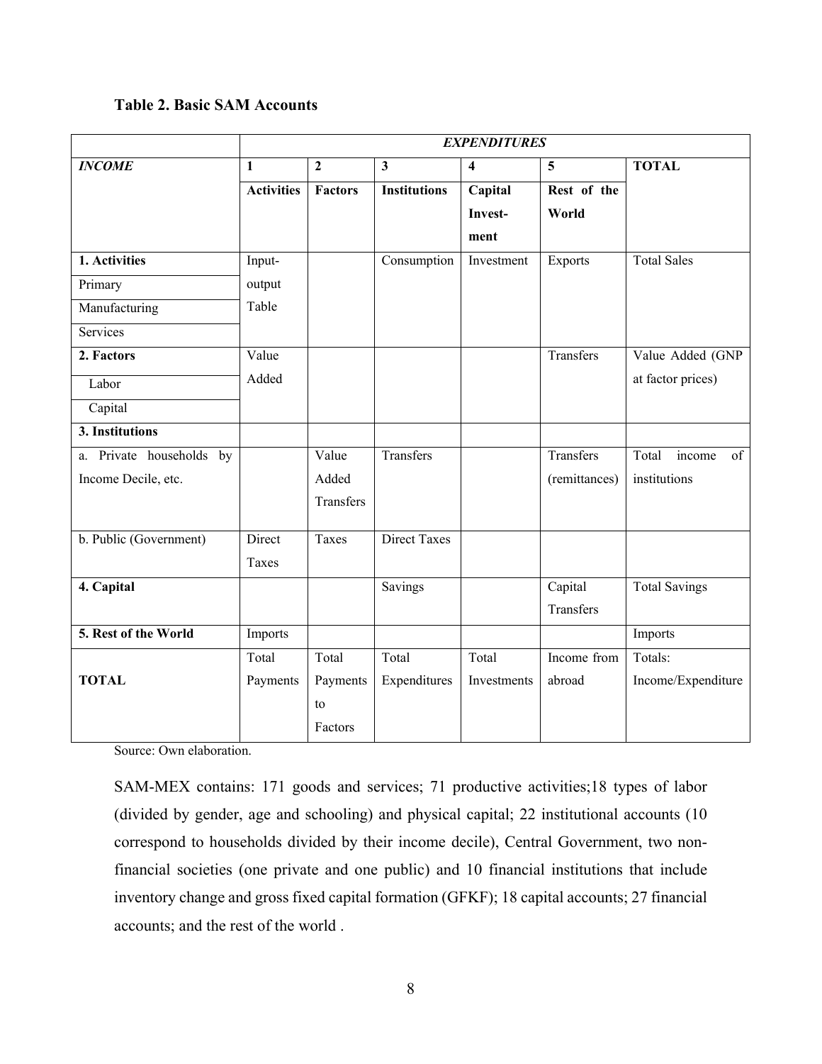**Table 2. Basic SAM Accounts**

| | ***EXPENDITURES*** | | | | | |
|---|---|---|---|---|---|---|
| ***INCOME*** | **1** | **2** | **3** | **4** | **5** | **TOTAL** |
| | **Activities** | **Factors** | **Institutions** | **Capital Invest-ment** | **Rest of the World** | |
| **1. Activities** | Input-output Table | | Consumption | Investment | Exports | Total Sales |
| Primary | | | | | | |
| Manufacturing | | | | | | |
| Services | | | | | | |
| **2. Factors** | Value Added | | | | Transfers | Value Added (GNP at factor prices) |
| Labor | | | | | | |
| Capital | | | | | | |
| **3. Institutions** | | | | | | |
| a. Private households by Income Decile, etc. | | Value Added Transfers | Transfers | | Transfers (remittances) | Total income of institutions |
| b. Public (Government) | Direct Taxes | Taxes | Direct Taxes | | | |
| **4. Capital** | | | Savings | | Capital Transfers | Total Savings |
| **5. Rest of the World** | Imports | | | | | Imports |
| **TOTAL** | Total Payments | Total Payments to Factors | Total Expenditures | Total Investments | Income from abroad | Totals: Income/Expenditure |

Source: Own elaboration.

SAM-MEX contains: 171 goods and services; 71 productive activities;18 types of labor (divided by gender, age and schooling) and physical capital; 22 institutional accounts (10 correspond to households divided by their income decile), Central Government, two non-financial societies (one private and one public) and 10 financial institutions that include inventory change and gross fixed capital formation (GFKF); 18 capital accounts; 27 financial accounts; and the rest of the world .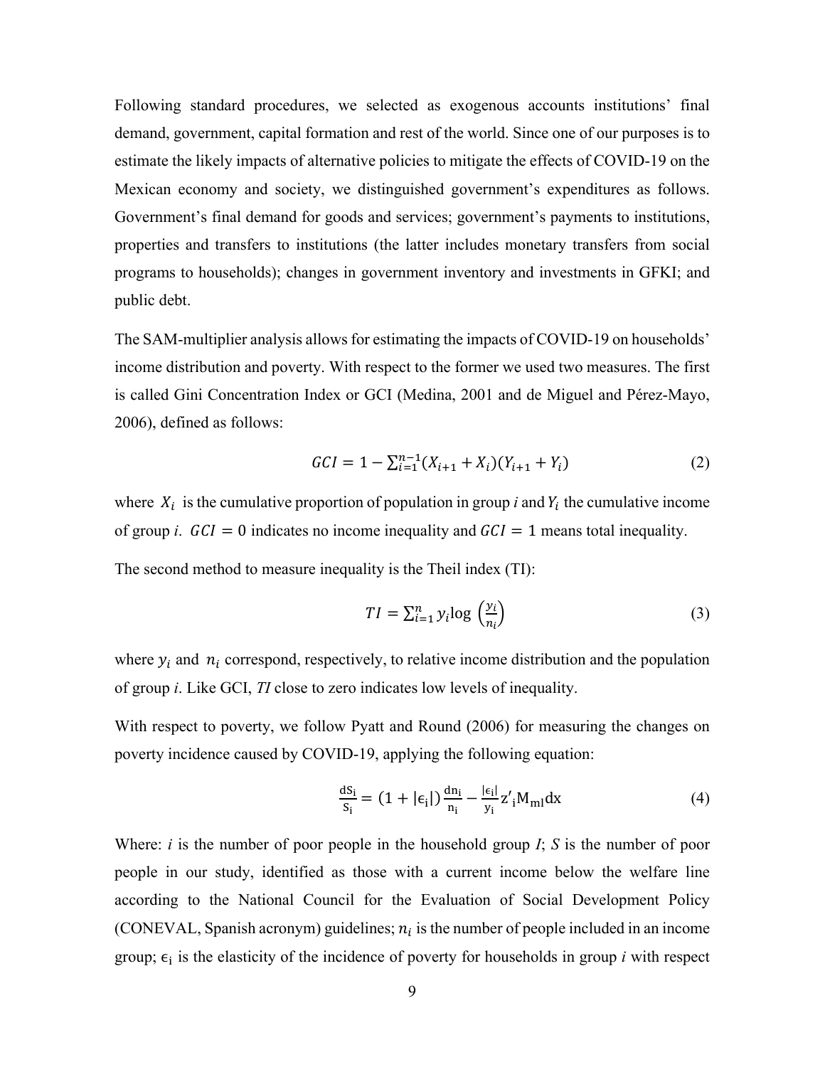Following standard procedures, we selected as exogenous accounts institutions' final demand, government, capital formation and rest of the world. Since one of our purposes is to estimate the likely impacts of alternative policies to mitigate the effects of COVID-19 on the Mexican economy and society, we distinguished government's expenditures as follows. Government's final demand for goods and services; government's payments to institutions, properties and transfers to institutions (the latter includes monetary transfers from social programs to households); changes in government inventory and investments in GFKI; and public debt.

The SAM-multiplier analysis allows for estimating the impacts of COVID-19 on households' income distribution and poverty. With respect to the former we used two measures. The first is called Gini Concentration Index or GCI (Medina, 2001 and de Miguel and Pérez-Mayo, 2006), defined as follows:

$$GCI = 1 - \sum_{i=1}^{n-1}(X_{i+1} + X_i)(Y_{i+1} + Y_i) \tag{2}$$

where $X_i$ is the cumulative proportion of population in group *i* and $Y_i$ the cumulative income of group *i*. $GCI = 0$ indicates no income inequality and $GCI = 1$ means total inequality.

The second method to measure inequality is the Theil index (TI):

$$TI = \sum_{i=1}^{n} y_i \log\left(\frac{y_i}{n_i}\right) \tag{3}$$

where $y_i$ and $n_i$ correspond, respectively, to relative income distribution and the population of group *i*. Like GCI, *TI* close to zero indicates low levels of inequality.

With respect to poverty, we follow Pyatt and Round (2006) for measuring the changes on poverty incidence caused by COVID-19, applying the following equation:

$$\frac{dS_i}{S_i} = (1 + |\epsilon_i|)\frac{dn_i}{n_i} - \frac{|\epsilon_i|}{y_i} z'_i M_{ml} dx \tag{4}$$

Where: *i* is the number of poor people in the household group *I*; *S* is the number of poor people in our study, identified as those with a current income below the welfare line according to the National Council for the Evaluation of Social Development Policy (CONEVAL, Spanish acronym) guidelines; $n_i$ is the number of people included in an income group; $\epsilon_i$ is the elasticity of the incidence of poverty for households in group *i* with respect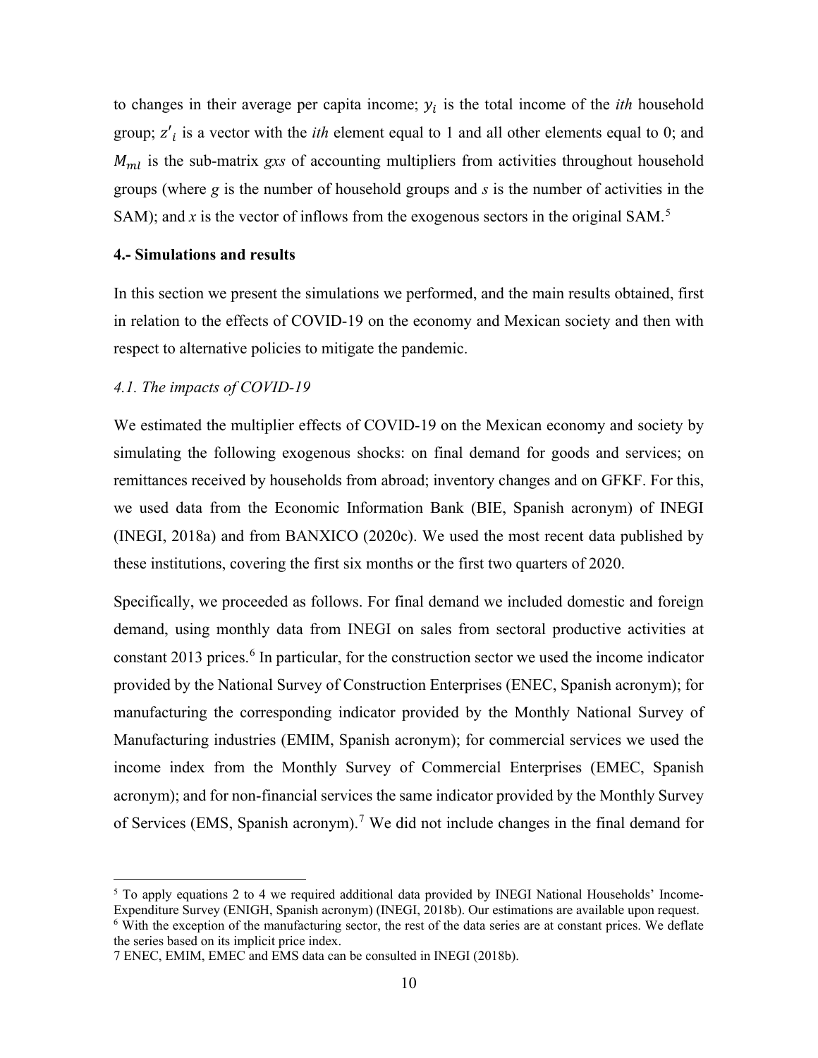to changes in their average per capita income; $y_i$ is the total income of the *ith* household group; $z'_i$ is a vector with the *ith* element equal to 1 and all other elements equal to 0; and $M_{ml}$ is the sub-matrix *gxs* of accounting multipliers from activities throughout household groups (where *g* is the number of household groups and *s* is the number of activities in the SAM); and *x* is the vector of inflows from the exogenous sectors in the original SAM.[5]

## 4.- Simulations and results

In this section we present the simulations we performed, and the main results obtained, first in relation to the effects of COVID-19 on the economy and Mexican society and then with respect to alternative policies to mitigate the pandemic.

### *4.1. The impacts of COVID-19*

We estimated the multiplier effects of COVID-19 on the Mexican economy and society by simulating the following exogenous shocks: on final demand for goods and services; on remittances received by households from abroad; inventory changes and on GFKF. For this, we used data from the Economic Information Bank (BIE, Spanish acronym) of INEGI (INEGI, 2018a) and from BANXICO (2020c). We used the most recent data published by these institutions, covering the first six months or the first two quarters of 2020.

Specifically, we proceeded as follows. For final demand we included domestic and foreign demand, using monthly data from INEGI on sales from sectoral productive activities at constant 2013 prices.[6] In particular, for the construction sector we used the income indicator provided by the National Survey of Construction Enterprises (ENEC, Spanish acronym); for manufacturing the corresponding indicator provided by the Monthly National Survey of Manufacturing industries (EMIM, Spanish acronym); for commercial services we used the income index from the Monthly Survey of Commercial Enterprises (EMEC, Spanish acronym); and for non-financial services the same indicator provided by the Monthly Survey of Services (EMS, Spanish acronym).[7] We did not include changes in the final demand for

---

[5] To apply equations 2 to 4 we required additional data provided by INEGI National Households' Income-Expenditure Survey (ENIGH, Spanish acronym) (INEGI, 2018b). Our estimations are available upon request.

[6] With the exception of the manufacturing sector, the rest of the data series are at constant prices. We deflate the series based on its implicit price index.

7 ENEC, EMIM, EMEC and EMS data can be consulted in INEGI (2018b).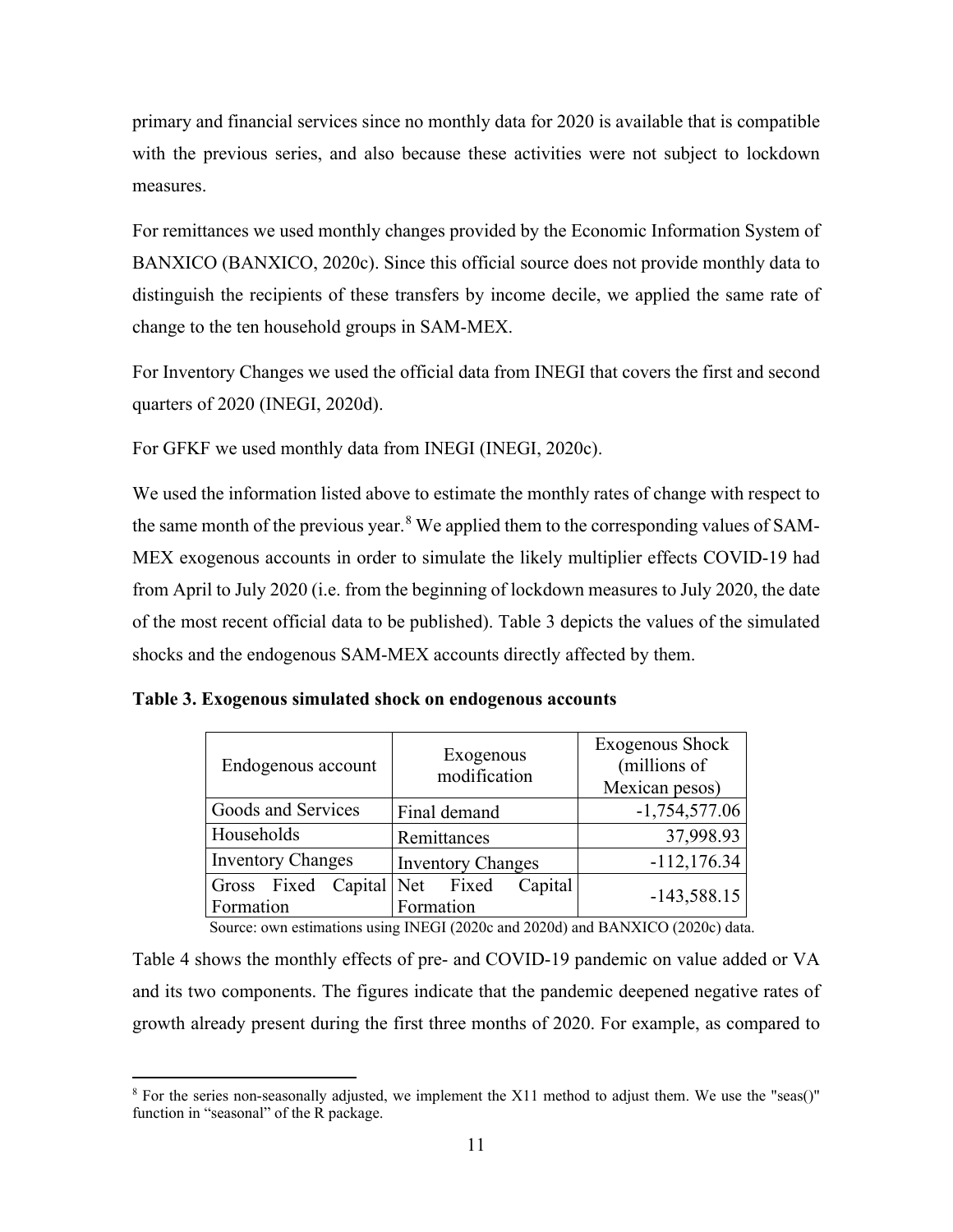primary and financial services since no monthly data for 2020 is available that is compatible with the previous series, and also because these activities were not subject to lockdown measures.

For remittances we used monthly changes provided by the Economic Information System of BANXICO (BANXICO, 2020c). Since this official source does not provide monthly data to distinguish the recipients of these transfers by income decile, we applied the same rate of change to the ten household groups in SAM-MEX.

For Inventory Changes we used the official data from INEGI that covers the first and second quarters of 2020 (INEGI, 2020d).

For GFKF we used monthly data from INEGI (INEGI, 2020c).

We used the information listed above to estimate the monthly rates of change with respect to the same month of the previous year.[8] We applied them to the corresponding values of SAM-MEX exogenous accounts in order to simulate the likely multiplier effects COVID-19 had from April to July 2020 (i.e. from the beginning of lockdown measures to July 2020, the date of the most recent official data to be published). Table 3 depicts the values of the simulated shocks and the endogenous SAM-MEX accounts directly affected by them.

**Table 3. Exogenous simulated shock on endogenous accounts**

| Endogenous account | Exogenous modification | Exogenous Shock (millions of Mexican pesos) |
|---|---|---|
| Goods and Services | Final demand | -1,754,577.06 |
| Households | Remittances | 37,998.93 |
| Inventory Changes | Inventory Changes | -112,176.34 |
| Gross Fixed Capital Formation | Net Fixed Capital Formation | -143,588.15 |

Source: own estimations using INEGI (2020c and 2020d) and BANXICO (2020c) data.

Table 4 shows the monthly effects of pre- and COVID-19 pandemic on value added or VA and its two components. The figures indicate that the pandemic deepened negative rates of growth already present during the first three months of 2020. For example, as compared to

[8] For the series non-seasonally adjusted, we implement the X11 method to adjust them. We use the "seas()" function in "seasonal" of the R package.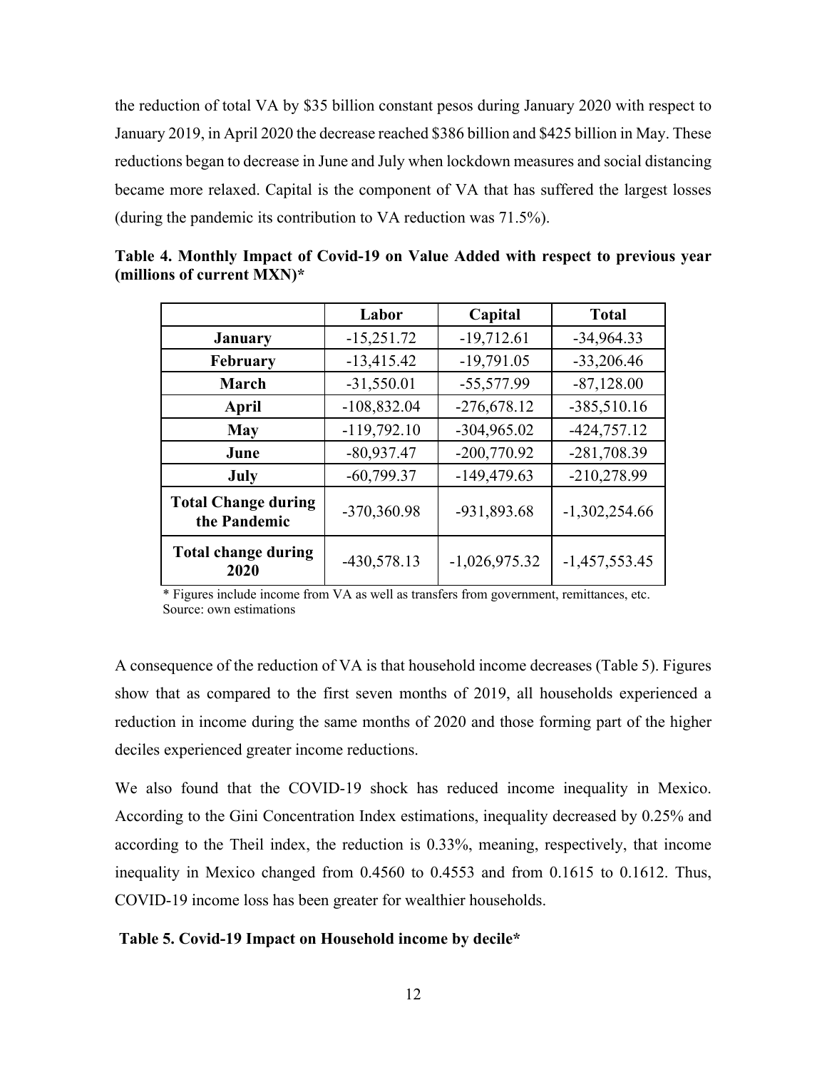the reduction of total VA by $35 billion constant pesos during January 2020 with respect to January 2019, in April 2020 the decrease reached $386 billion and $425 billion in May. These reductions began to decrease in June and July when lockdown measures and social distancing became more relaxed. Capital is the component of VA that has suffered the largest losses (during the pandemic its contribution to VA reduction was 71.5%).

**Table 4. Monthly Impact of Covid-19 on Value Added with respect to previous year (millions of current MXN)***

| | Labor | Capital | Total |
|---|---|---|---|
| **January** | -15,251.72 | -19,712.61 | -34,964.33 |
| **February** | -13,415.42 | -19,791.05 | -33,206.46 |
| **March** | -31,550.01 | -55,577.99 | -87,128.00 |
| **April** | -108,832.04 | -276,678.12 | -385,510.16 |
| **May** | -119,792.10 | -304,965.02 | -424,757.12 |
| **June** | -80,937.47 | -200,770.92 | -281,708.39 |
| **July** | -60,799.37 | -149,479.63 | -210,278.99 |
| **Total Change during the Pandemic** | -370,360.98 | -931,893.68 | -1,302,254.66 |
| **Total change during 2020** | -430,578.13 | -1,026,975.32 | -1,457,553.45 |

* Figures include income from VA as well as transfers from government, remittances, etc.
Source: own estimations

A consequence of the reduction of VA is that household income decreases (Table 5). Figures show that as compared to the first seven months of 2019, all households experienced a reduction in income during the same months of 2020 and those forming part of the higher deciles experienced greater income reductions.

We also found that the COVID-19 shock has reduced income inequality in Mexico. According to the Gini Concentration Index estimations, inequality decreased by 0.25% and according to the Theil index, the reduction is 0.33%, meaning, respectively, that income inequality in Mexico changed from 0.4560 to 0.4553 and from 0.1615 to 0.1612. Thus, COVID-19 income loss has been greater for wealthier households.

**Table 5. Covid-19 Impact on Household income by decile***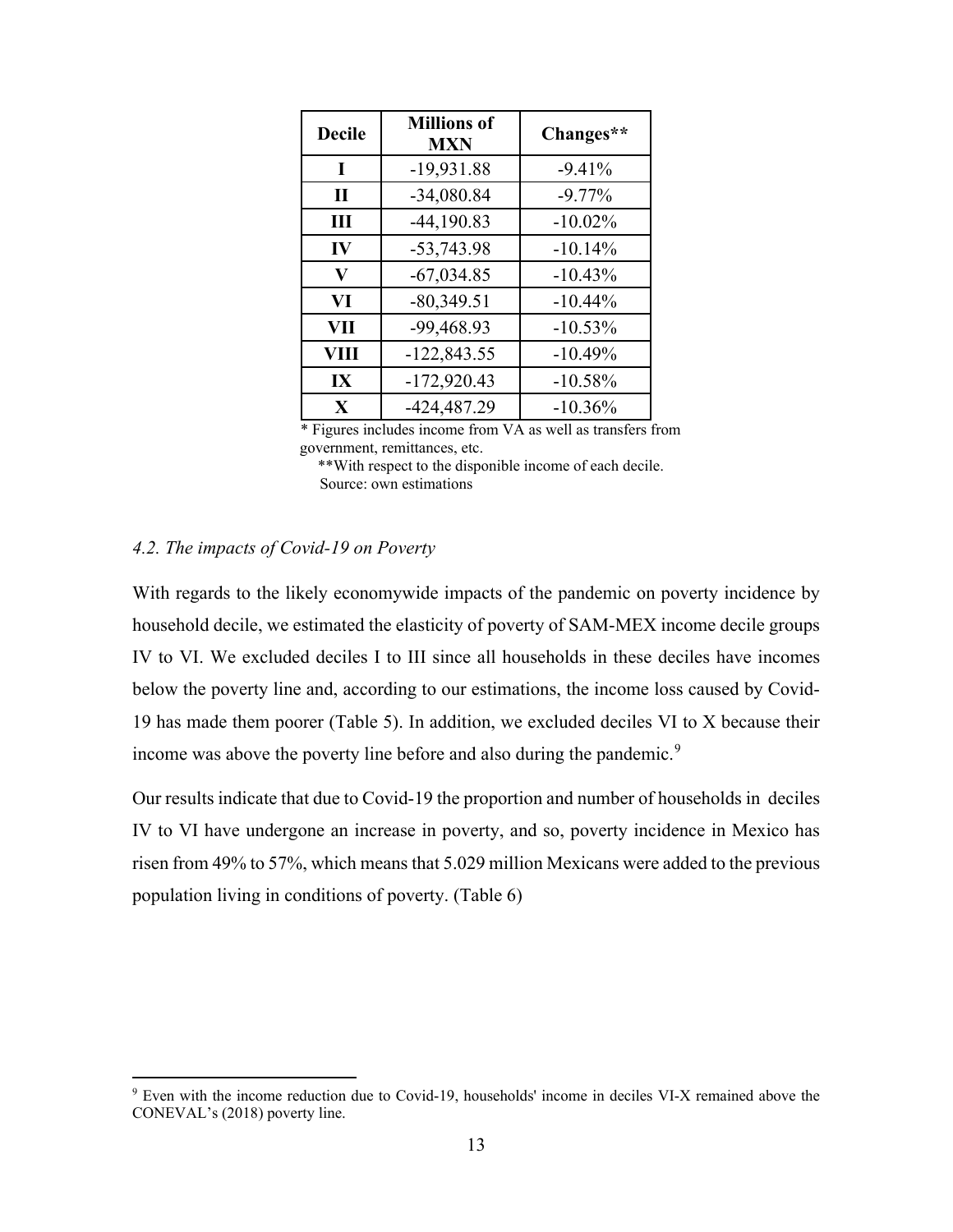| Decile | Millions of MXN | Changes** |
| --- | --- | --- |
| I | -19,931.88 | -9.41% |
| II | -34,080.84 | -9.77% |
| III | -44,190.83 | -10.02% |
| IV | -53,743.98 | -10.14% |
| V | -67,034.85 | -10.43% |
| VI | -80,349.51 | -10.44% |
| VII | -99,468.93 | -10.53% |
| VIII | -122,843.55 | -10.49% |
| IX | -172,920.43 | -10.58% |
| X | -424,487.29 | -10.36% |

* Figures includes income from VA as well as transfers from government, remittances, etc.
**With respect to the disponible income of each decile.
Source: own estimations

*4.2. The impacts of Covid-19 on Poverty*

With regards to the likely economywide impacts of the pandemic on poverty incidence by household decile, we estimated the elasticity of poverty of SAM-MEX income decile groups IV to VI. We excluded deciles I to III since all households in these deciles have incomes below the poverty line and, according to our estimations, the income loss caused by Covid-19 has made them poorer (Table 5). In addition, we excluded deciles VI to X because their income was above the poverty line before and also during the pandemic.[9]

Our results indicate that due to Covid-19 the proportion and number of households in deciles IV to VI have undergone an increase in poverty, and so, poverty incidence in Mexico has risen from 49% to 57%, which means that 5.029 million Mexicans were added to the previous population living in conditions of poverty. (Table 6)

[9] Even with the income reduction due to Covid-19, households' income in deciles VI-X remained above the CONEVAL's (2018) poverty line.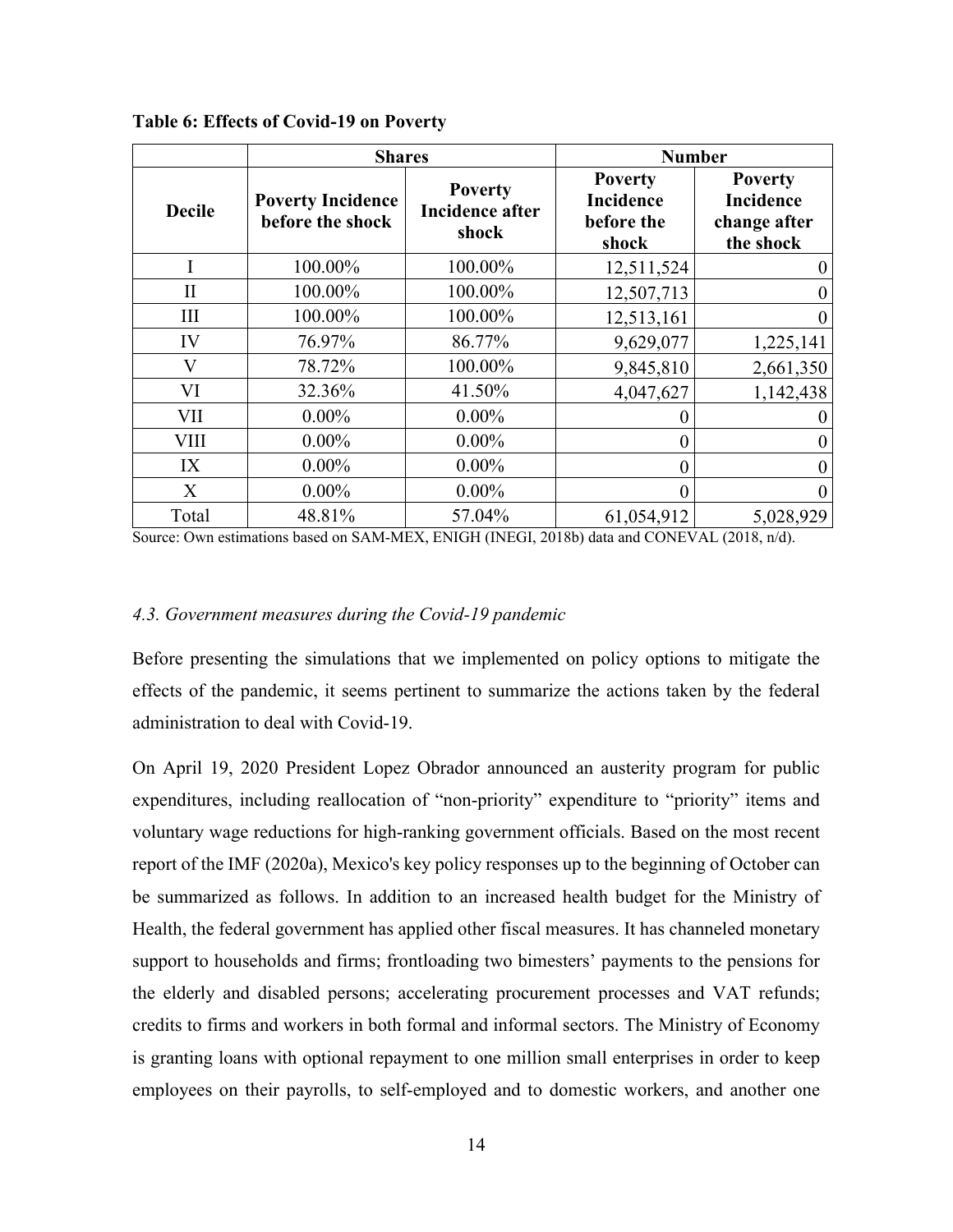**Table 6: Effects of Covid-19 on Poverty**

| | Shares | | Number | |
|---|---|---|---|---|
| Decile | Poverty Incidence before the shock | Poverty Incidence after shock | Poverty Incidence before the shock | Poverty Incidence change after the shock |
| I | 100.00% | 100.00% | 12,511,524 | 0 |
| II | 100.00% | 100.00% | 12,507,713 | 0 |
| III | 100.00% | 100.00% | 12,513,161 | 0 |
| IV | 76.97% | 86.77% | 9,629,077 | 1,225,141 |
| V | 78.72% | 100.00% | 9,845,810 | 2,661,350 |
| VI | 32.36% | 41.50% | 4,047,627 | 1,142,438 |
| VII | 0.00% | 0.00% | 0 | 0 |
| VIII | 0.00% | 0.00% | 0 | 0 |
| IX | 0.00% | 0.00% | 0 | 0 |
| X | 0.00% | 0.00% | 0 | 0 |
| Total | 48.81% | 57.04% | 61,054,912 | 5,028,929 |

Source: Own estimations based on SAM-MEX, ENIGH (INEGI, 2018b) data and CONEVAL (2018, n/d).

### *4.3. Government measures during the Covid-19 pandemic*

Before presenting the simulations that we implemented on policy options to mitigate the effects of the pandemic, it seems pertinent to summarize the actions taken by the federal administration to deal with Covid-19.

On April 19, 2020 President Lopez Obrador announced an austerity program for public expenditures, including reallocation of "non-priority" expenditure to "priority" items and voluntary wage reductions for high-ranking government officials. Based on the most recent report of the IMF (2020a), Mexico's key policy responses up to the beginning of October can be summarized as follows. In addition to an increased health budget for the Ministry of Health, the federal government has applied other fiscal measures. It has channeled monetary support to households and firms; frontloading two bimesters' payments to the pensions for the elderly and disabled persons; accelerating procurement processes and VAT refunds; credits to firms and workers in both formal and informal sectors. The Ministry of Economy is granting loans with optional repayment to one million small enterprises in order to keep employees on their payrolls, to self-employed and to domestic workers, and another one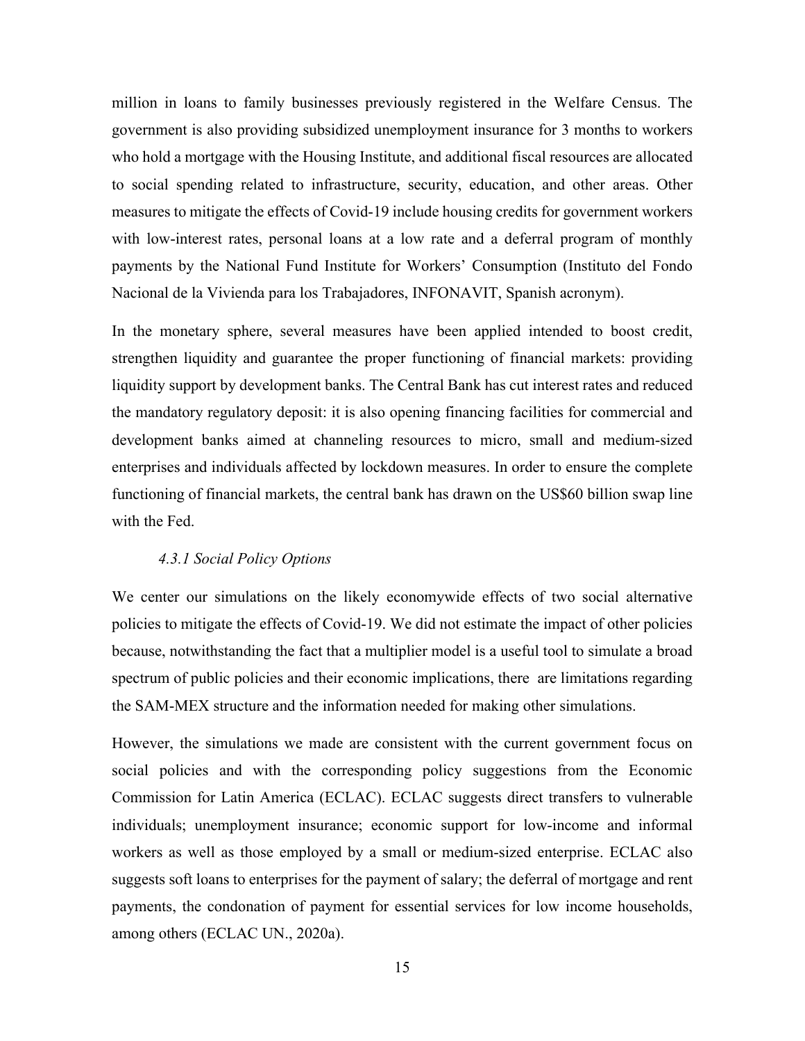million in loans to family businesses previously registered in the Welfare Census. The government is also providing subsidized unemployment insurance for 3 months to workers who hold a mortgage with the Housing Institute, and additional fiscal resources are allocated to social spending related to infrastructure, security, education, and other areas. Other measures to mitigate the effects of Covid-19 include housing credits for government workers with low-interest rates, personal loans at a low rate and a deferral program of monthly payments by the National Fund Institute for Workers' Consumption (Instituto del Fondo Nacional de la Vivienda para los Trabajadores, INFONAVIT, Spanish acronym).

In the monetary sphere, several measures have been applied intended to boost credit, strengthen liquidity and guarantee the proper functioning of financial markets: providing liquidity support by development banks. The Central Bank has cut interest rates and reduced the mandatory regulatory deposit: it is also opening financing facilities for commercial and development banks aimed at channeling resources to micro, small and medium-sized enterprises and individuals affected by lockdown measures. In order to ensure the complete functioning of financial markets, the central bank has drawn on the US$60 billion swap line with the Fed.

#### *4.3.1 Social Policy Options*

We center our simulations on the likely economywide effects of two social alternative policies to mitigate the effects of Covid-19. We did not estimate the impact of other policies because, notwithstanding the fact that a multiplier model is a useful tool to simulate a broad spectrum of public policies and their economic implications, there are limitations regarding the SAM-MEX structure and the information needed for making other simulations.

However, the simulations we made are consistent with the current government focus on social policies and with the corresponding policy suggestions from the Economic Commission for Latin America (ECLAC). ECLAC suggests direct transfers to vulnerable individuals; unemployment insurance; economic support for low-income and informal workers as well as those employed by a small or medium-sized enterprise. ECLAC also suggests soft loans to enterprises for the payment of salary; the deferral of mortgage and rent payments, the condonation of payment for essential services for low income households, among others (ECLAC UN., 2020a).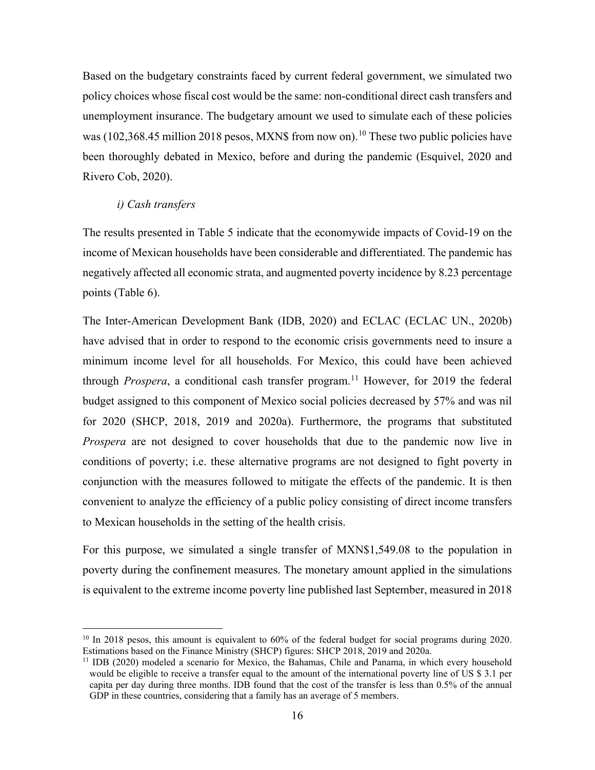Based on the budgetary constraints faced by current federal government, we simulated two policy choices whose fiscal cost would be the same: non-conditional direct cash transfers and unemployment insurance. The budgetary amount we used to simulate each of these policies was (102,368.45 million 2018 pesos, MXN$ from now on).[10] These two public policies have been thoroughly debated in Mexico, before and during the pandemic (Esquivel, 2020 and Rivero Cob, 2020).

*i) Cash transfers*

The results presented in Table 5 indicate that the economywide impacts of Covid-19 on the income of Mexican households have been considerable and differentiated. The pandemic has negatively affected all economic strata, and augmented poverty incidence by 8.23 percentage points (Table 6).

The Inter-American Development Bank (IDB, 2020) and ECLAC (ECLAC UN., 2020b) have advised that in order to respond to the economic crisis governments need to insure a minimum income level for all households. For Mexico, this could have been achieved through *Prospera*, a conditional cash transfer program.[11] However, for 2019 the federal budget assigned to this component of Mexico social policies decreased by 57% and was nil for 2020 (SHCP, 2018, 2019 and 2020a). Furthermore, the programs that substituted *Prospera* are not designed to cover households that due to the pandemic now live in conditions of poverty; i.e. these alternative programs are not designed to fight poverty in conjunction with the measures followed to mitigate the effects of the pandemic. It is then convenient to analyze the efficiency of a public policy consisting of direct income transfers to Mexican households in the setting of the health crisis.

For this purpose, we simulated a single transfer of MXN$1,549.08 to the population in poverty during the confinement measures. The monetary amount applied in the simulations is equivalent to the extreme income poverty line published last September, measured in 2018

[10] In 2018 pesos, this amount is equivalent to 60% of the federal budget for social programs during 2020. Estimations based on the Finance Ministry (SHCP) figures: SHCP 2018, 2019 and 2020a.

[11] IDB (2020) modeled a scenario for Mexico, the Bahamas, Chile and Panama, in which every household would be eligible to receive a transfer equal to the amount of the international poverty line of US $ 3.1 per capita per day during three months. IDB found that the cost of the transfer is less than 0.5% of the annual GDP in these countries, considering that a family has an average of 5 members.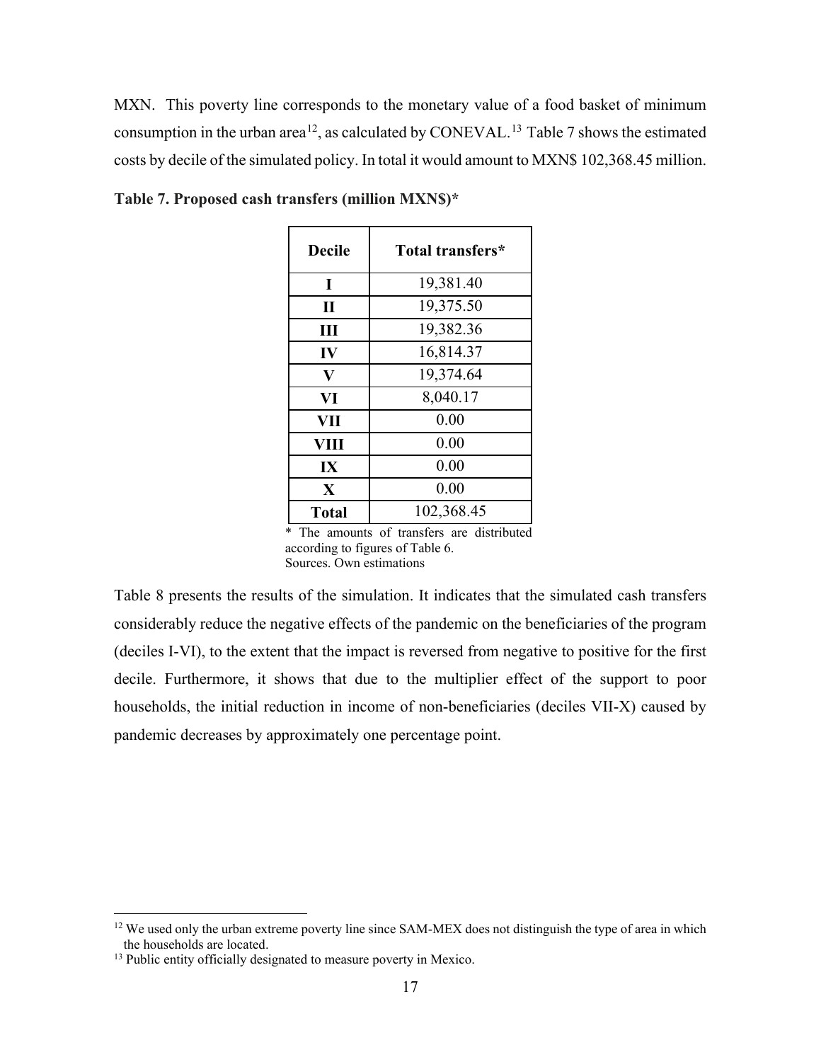MXN. This poverty line corresponds to the monetary value of a food basket of minimum consumption in the urban area[12], as calculated by CONEVAL.[13] Table 7 shows the estimated costs by decile of the simulated policy. In total it would amount to MXN$ 102,368.45 million.

**Table 7. Proposed cash transfers (million MXN$)***

| Decile | Total transfers* |
|---|---|
| I | 19,381.40 |
| II | 19,375.50 |
| III | 19,382.36 |
| IV | 16,814.37 |
| V | 19,374.64 |
| VI | 8,040.17 |
| VII | 0.00 |
| VIII | 0.00 |
| IX | 0.00 |
| X | 0.00 |
| Total | 102,368.45 |

\* The amounts of transfers are distributed according to figures of Table 6.
Sources. Own estimations

Table 8 presents the results of the simulation. It indicates that the simulated cash transfers considerably reduce the negative effects of the pandemic on the beneficiaries of the program (deciles I-VI), to the extent that the impact is reversed from negative to positive for the first decile. Furthermore, it shows that due to the multiplier effect of the support to poor households, the initial reduction in income of non-beneficiaries (deciles VII-X) caused by pandemic decreases by approximately one percentage point.

[12] We used only the urban extreme poverty line since SAM-MEX does not distinguish the type of area in which the households are located.

[13] Public entity officially designated to measure poverty in Mexico.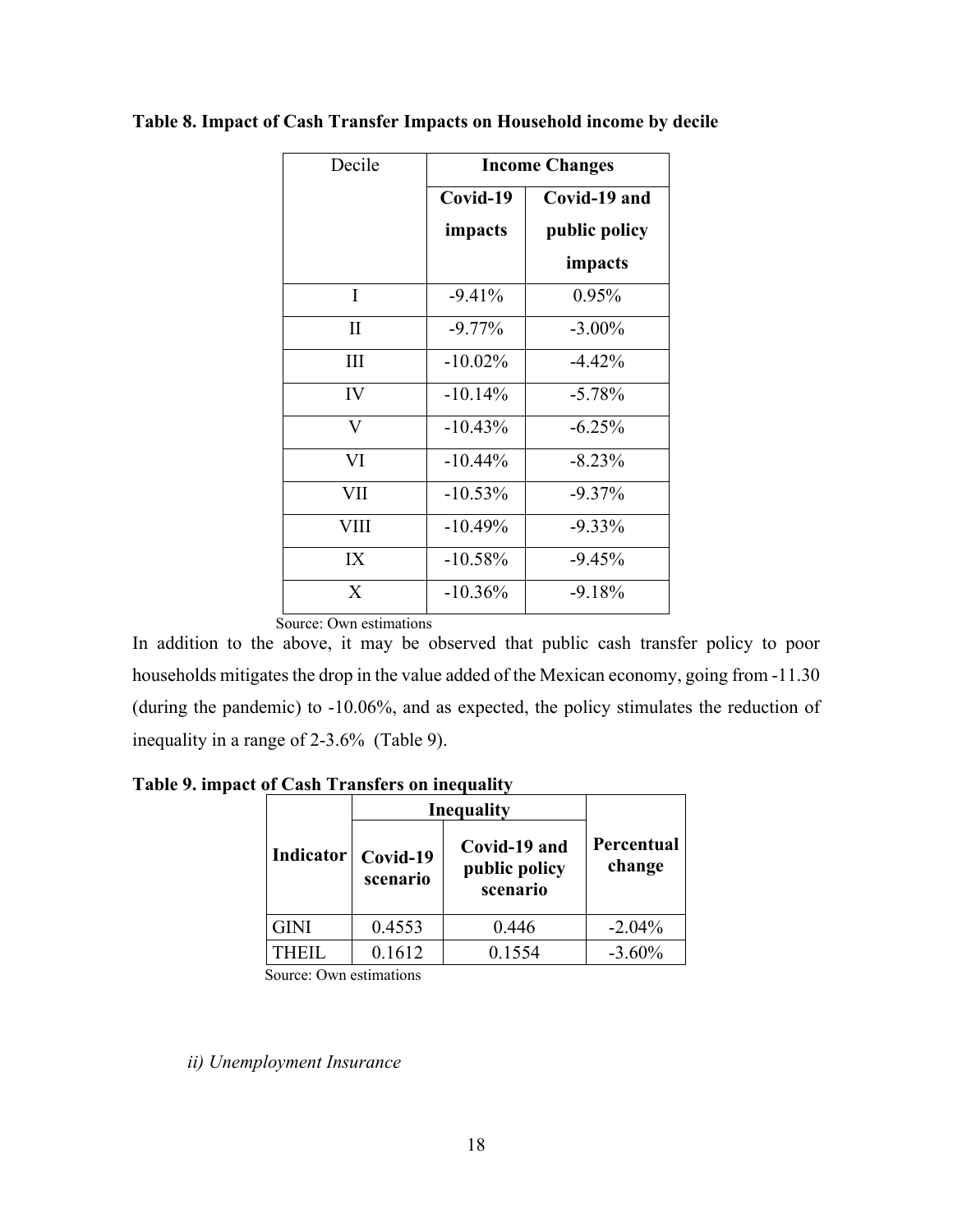**Table 8. Impact of Cash Transfer Impacts on Household income by decile**

| Decile | Income Changes | |
|---|---|---|
| | **Covid-19 impacts** | **Covid-19 and public policy impacts** |
| I | -9.41% | 0.95% |
| II | -9.77% | -3.00% |
| III | -10.02% | -4.42% |
| IV | -10.14% | -5.78% |
| V | -10.43% | -6.25% |
| VI | -10.44% | -8.23% |
| VII | -10.53% | -9.37% |
| VIII | -10.49% | -9.33% |
| IX | -10.58% | -9.45% |
| X | -10.36% | -9.18% |

Source: Own estimations

In addition to the above, it may be observed that public cash transfer policy to poor households mitigates the drop in the value added of the Mexican economy, going from -11.30 (during the pandemic) to -10.06%, and as expected, the policy stimulates the reduction of inequality in a range of 2-3.6% (Table 9).

**Table 9. impact of Cash Transfers on inequality**

| **Indicator** | **Inequality** | | **Percentual change** |
|---|---|---|---|
| | **Covid-19 scenario** | **Covid-19 and public policy scenario** | |
| GINI | 0.4553 | 0.446 | -2.04% |
| THEIL | 0.1612 | 0.1554 | -3.60% |

Source: Own estimations

*ii) Unemployment Insurance*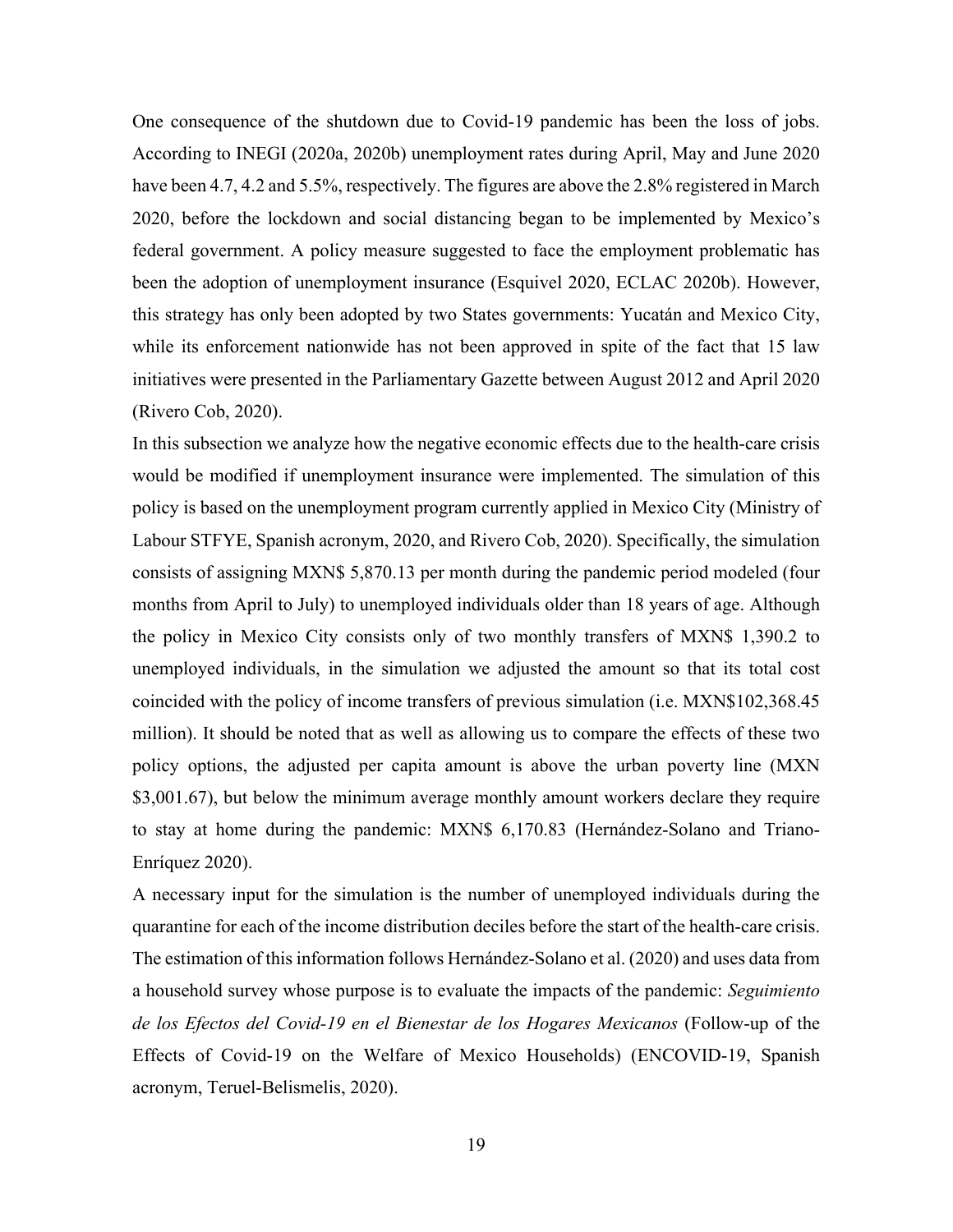One consequence of the shutdown due to Covid-19 pandemic has been the loss of jobs. According to INEGI (2020a, 2020b) unemployment rates during April, May and June 2020 have been 4.7, 4.2 and 5.5%, respectively. The figures are above the 2.8% registered in March 2020, before the lockdown and social distancing began to be implemented by Mexico's federal government. A policy measure suggested to face the employment problematic has been the adoption of unemployment insurance (Esquivel 2020, ECLAC 2020b). However, this strategy has only been adopted by two States governments: Yucatán and Mexico City, while its enforcement nationwide has not been approved in spite of the fact that 15 law initiatives were presented in the Parliamentary Gazette between August 2012 and April 2020 (Rivero Cob, 2020).

In this subsection we analyze how the negative economic effects due to the health-care crisis would be modified if unemployment insurance were implemented. The simulation of this policy is based on the unemployment program currently applied in Mexico City (Ministry of Labour STFYE, Spanish acronym, 2020, and Rivero Cob, 2020). Specifically, the simulation consists of assigning MXN$ 5,870.13 per month during the pandemic period modeled (four months from April to July) to unemployed individuals older than 18 years of age. Although the policy in Mexico City consists only of two monthly transfers of MXN$ 1,390.2 to unemployed individuals, in the simulation we adjusted the amount so that its total cost coincided with the policy of income transfers of previous simulation (i.e. MXN$102,368.45 million). It should be noted that as well as allowing us to compare the effects of these two policy options, the adjusted per capita amount is above the urban poverty line (MXN $3,001.67), but below the minimum average monthly amount workers declare they require to stay at home during the pandemic: MXN$ 6,170.83 (Hernández-Solano and Triano-Enríquez 2020).

A necessary input for the simulation is the number of unemployed individuals during the quarantine for each of the income distribution deciles before the start of the health-care crisis. The estimation of this information follows Hernández-Solano et al. (2020) and uses data from a household survey whose purpose is to evaluate the impacts of the pandemic: *Seguimiento de los Efectos del Covid-19 en el Bienestar de los Hogares Mexicanos* (Follow-up of the Effects of Covid-19 on the Welfare of Mexico Households) (ENCOVID-19, Spanish acronym, Teruel-Belismelis, 2020).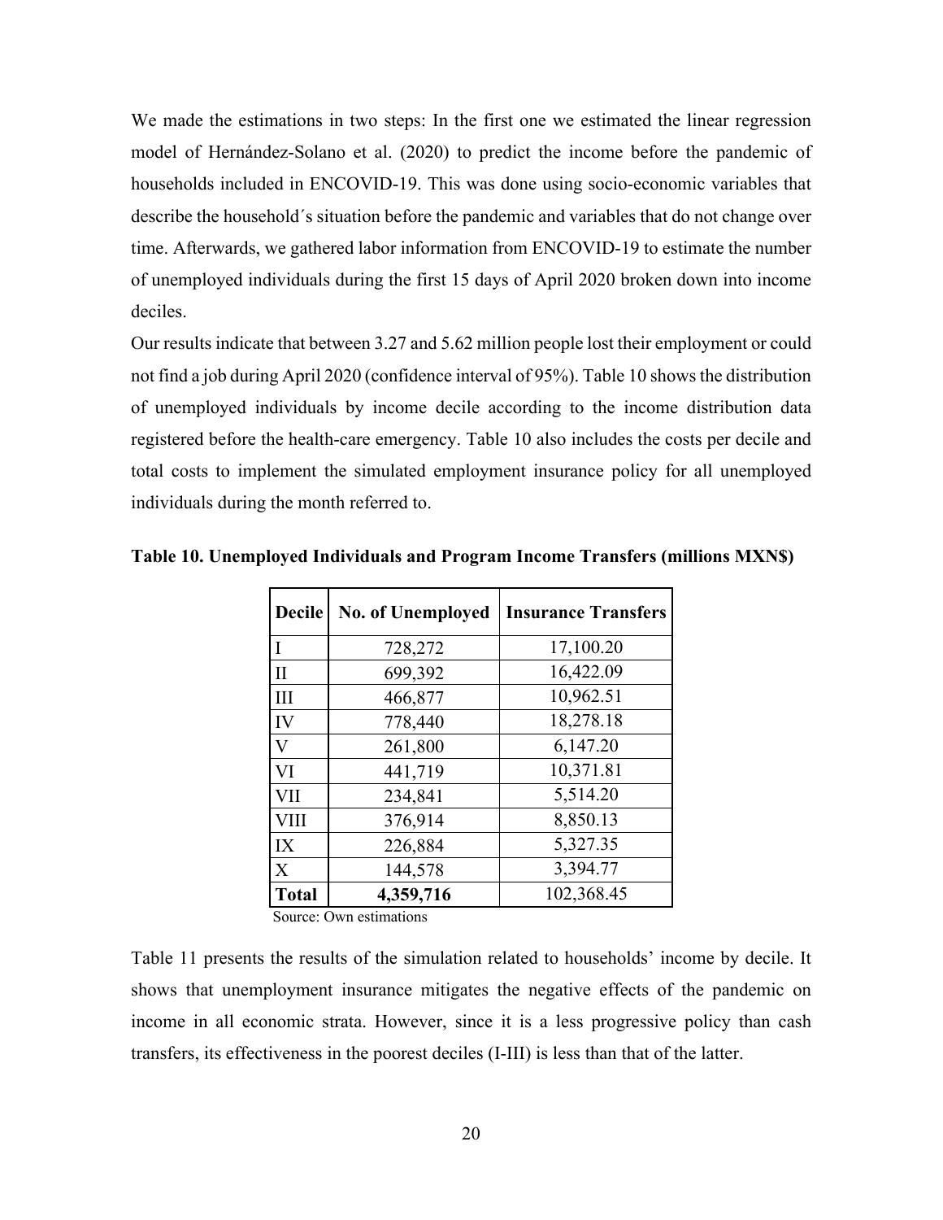We made the estimations in two steps: In the first one we estimated the linear regression model of Hernández-Solano et al. (2020) to predict the income before the pandemic of households included in ENCOVID-19. This was done using socio-economic variables that describe the household´s situation before the pandemic and variables that do not change over time. Afterwards, we gathered labor information from ENCOVID-19 to estimate the number of unemployed individuals during the first 15 days of April 2020 broken down into income deciles.

Our results indicate that between 3.27 and 5.62 million people lost their employment or could not find a job during April 2020 (confidence interval of 95%). Table 10 shows the distribution of unemployed individuals by income decile according to the income distribution data registered before the health-care emergency. Table 10 also includes the costs per decile and total costs to implement the simulated employment insurance policy for all unemployed individuals during the month referred to.

**Table 10. Unemployed Individuals and Program Income Transfers (millions MXN$)**

| Decile | No. of Unemployed | Insurance Transfers |
|---|---|---|
| I | 728,272 | 17,100.20 |
| II | 699,392 | 16,422.09 |
| III | 466,877 | 10,962.51 |
| IV | 778,440 | 18,278.18 |
| V | 261,800 | 6,147.20 |
| VI | 441,719 | 10,371.81 |
| VII | 234,841 | 5,514.20 |
| VIII | 376,914 | 8,850.13 |
| IX | 226,884 | 5,327.35 |
| X | 144,578 | 3,394.77 |
| **Total** | **4,359,716** | 102,368.45 |

Source: Own estimations

Table 11 presents the results of the simulation related to households' income by decile. It shows that unemployment insurance mitigates the negative effects of the pandemic on income in all economic strata. However, since it is a less progressive policy than cash transfers, its effectiveness in the poorest deciles (I-III) is less than that of the latter.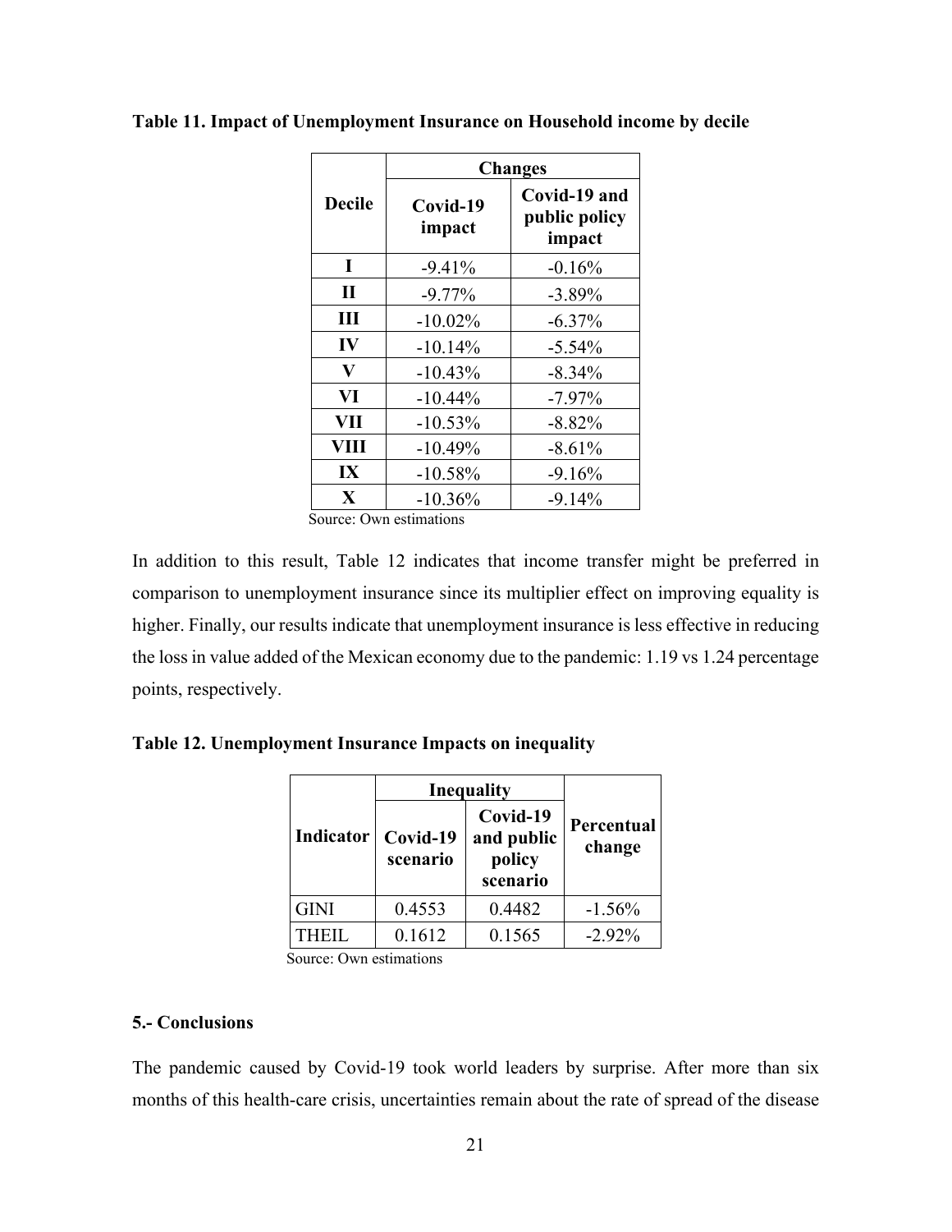**Table 11. Impact of Unemployment Insurance on Household income by decile**

| Decile | Changes | |
|---|---|---|
| | Covid-19 impact | Covid-19 and public policy impact |
| I | -9.41% | -0.16% |
| II | -9.77% | -3.89% |
| III | -10.02% | -6.37% |
| IV | -10.14% | -5.54% |
| V | -10.43% | -8.34% |
| VI | -10.44% | -7.97% |
| VII | -10.53% | -8.82% |
| VIII | -10.49% | -8.61% |
| IX | -10.58% | -9.16% |
| X | -10.36% | -9.14% |

Source: Own estimations

In addition to this result, Table 12 indicates that income transfer might be preferred in comparison to unemployment insurance since its multiplier effect on improving equality is higher. Finally, our results indicate that unemployment insurance is less effective in reducing the loss in value added of the Mexican economy due to the pandemic: 1.19 vs 1.24 percentage points, respectively.

**Table 12. Unemployment Insurance Impacts on inequality**

| Indicator | Inequality | | Percentual change |
|---|---|---|---|
| | Covid-19 scenario | Covid-19 and public policy scenario | |
| GINI | 0.4553 | 0.4482 | -1.56% |
| THEIL | 0.1612 | 0.1565 | -2.92% |

Source: Own estimations

## 5.- Conclusions

The pandemic caused by Covid-19 took world leaders by surprise. After more than six months of this health-care crisis, uncertainties remain about the rate of spread of the disease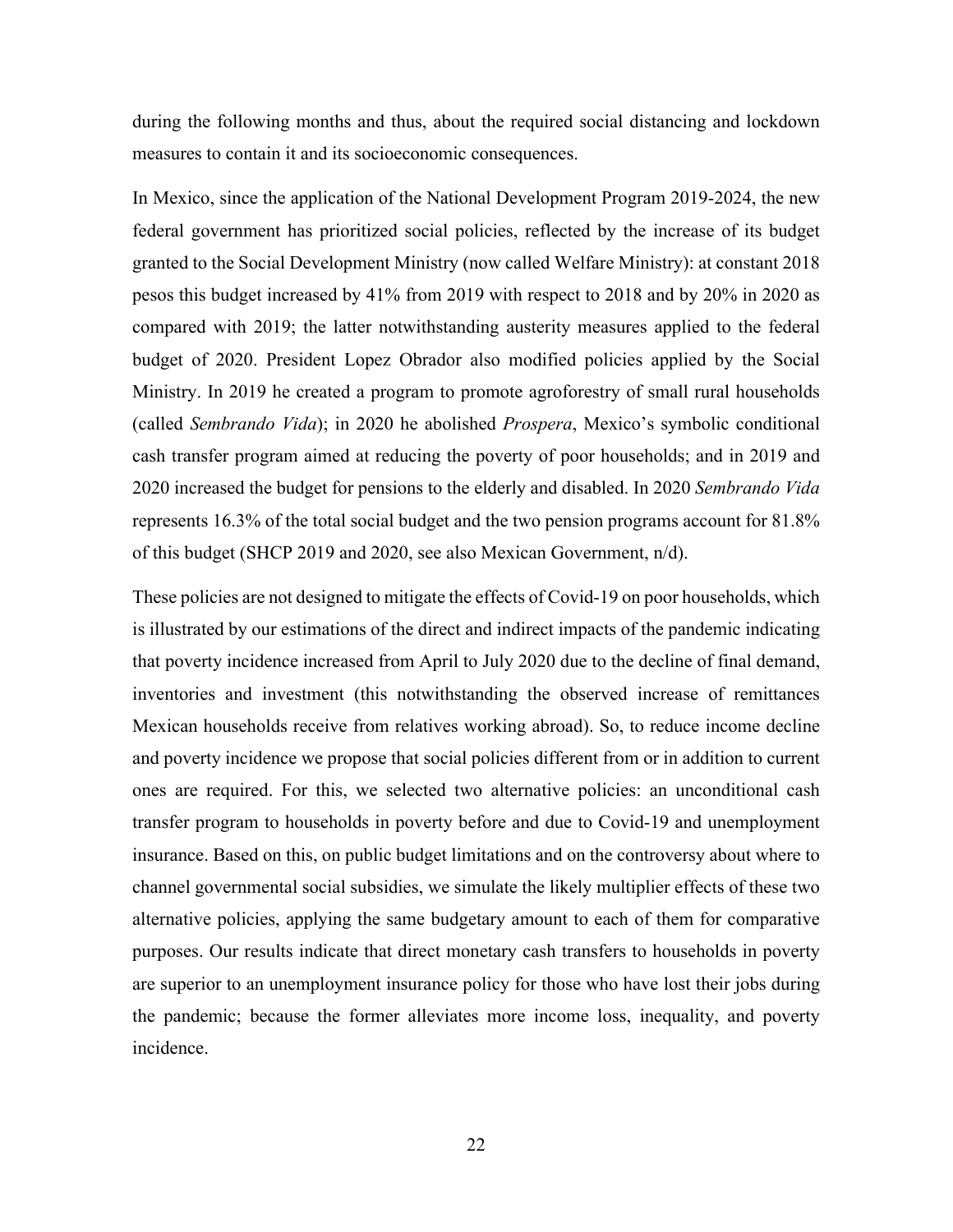during the following months and thus, about the required social distancing and lockdown measures to contain it and its socioeconomic consequences.

In Mexico, since the application of the National Development Program 2019-2024, the new federal government has prioritized social policies, reflected by the increase of its budget granted to the Social Development Ministry (now called Welfare Ministry): at constant 2018 pesos this budget increased by 41% from 2019 with respect to 2018 and by 20% in 2020 as compared with 2019; the latter notwithstanding austerity measures applied to the federal budget of 2020. President Lopez Obrador also modified policies applied by the Social Ministry. In 2019 he created a program to promote agroforestry of small rural households (called *Sembrando Vida*); in 2020 he abolished *Prospera*, Mexico's symbolic conditional cash transfer program aimed at reducing the poverty of poor households; and in 2019 and 2020 increased the budget for pensions to the elderly and disabled. In 2020 *Sembrando Vida* represents 16.3% of the total social budget and the two pension programs account for 81.8% of this budget (SHCP 2019 and 2020, see also Mexican Government, n/d).

These policies are not designed to mitigate the effects of Covid-19 on poor households, which is illustrated by our estimations of the direct and indirect impacts of the pandemic indicating that poverty incidence increased from April to July 2020 due to the decline of final demand, inventories and investment (this notwithstanding the observed increase of remittances Mexican households receive from relatives working abroad). So, to reduce income decline and poverty incidence we propose that social policies different from or in addition to current ones are required. For this, we selected two alternative policies: an unconditional cash transfer program to households in poverty before and due to Covid-19 and unemployment insurance. Based on this, on public budget limitations and on the controversy about where to channel governmental social subsidies, we simulate the likely multiplier effects of these two alternative policies, applying the same budgetary amount to each of them for comparative purposes. Our results indicate that direct monetary cash transfers to households in poverty are superior to an unemployment insurance policy for those who have lost their jobs during the pandemic; because the former alleviates more income loss, inequality, and poverty incidence.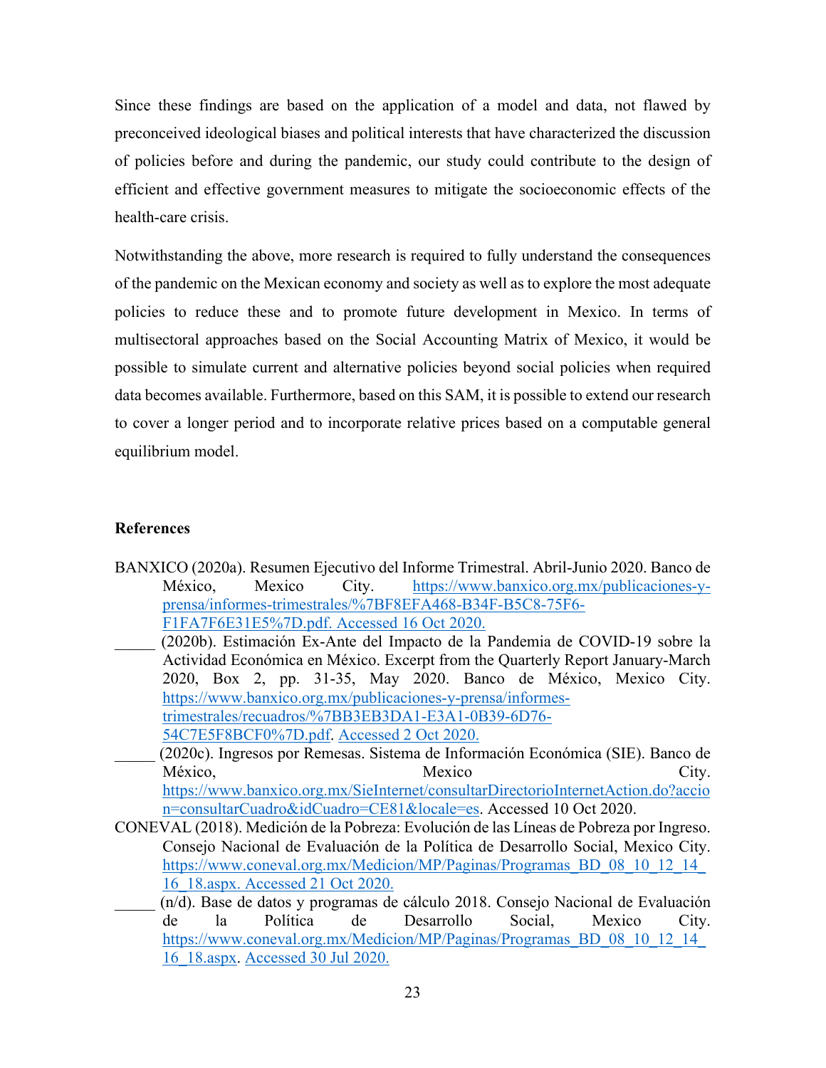Since these findings are based on the application of a model and data, not flawed by preconceived ideological biases and political interests that have characterized the discussion of policies before and during the pandemic, our study could contribute to the design of efficient and effective government measures to mitigate the socioeconomic effects of the health-care crisis.

Notwithstanding the above, more research is required to fully understand the consequences of the pandemic on the Mexican economy and society as well as to explore the most adequate policies to reduce these and to promote future development in Mexico. In terms of multisectoral approaches based on the Social Accounting Matrix of Mexico, it would be possible to simulate current and alternative policies beyond social policies when required data becomes available. Furthermore, based on this SAM, it is possible to extend our research to cover a longer period and to incorporate relative prices based on a computable general equilibrium model.

**References**

BANXICO (2020a). Resumen Ejecutivo del Informe Trimestral. Abril-Junio 2020. Banco de México, Mexico City. https://www.banxico.org.mx/publicaciones-y-prensa/informes-trimestrales/%7BF8EFA468-B34F-B5C8-75F6-F1FA7F6E31E5%7D.pdf. Accessed 16 Oct 2020.

_____ (2020b). Estimación Ex-Ante del Impacto de la Pandemia de COVID-19 sobre la Actividad Económica en México. Excerpt from the Quarterly Report January-March 2020, Box 2, pp. 31-35, May 2020. Banco de México, Mexico City. https://www.banxico.org.mx/publicaciones-y-prensa/informes-trimestrales/recuadros/%7BB3EB3DA1-E3A1-0B39-6D76-54C7E5F8BCF0%7D.pdf. Accessed 2 Oct 2020.

_____ (2020c). Ingresos por Remesas. Sistema de Información Económica (SIE). Banco de México, Mexico City. https://www.banxico.org.mx/SieInternet/consultarDirectorioInternetAction.do?accion=consultarCuadro&idCuadro=CE81&locale=es. Accessed 10 Oct 2020.

CONEVAL (2018). Medición de la Pobreza: Evolución de las Líneas de Pobreza por Ingreso. Consejo Nacional de Evaluación de la Política de Desarrollo Social, Mexico City. https://www.coneval.org.mx/Medicion/MP/Paginas/Programas_BD_08_10_12_14_16_18.aspx. Accessed 21 Oct 2020.

_____ (n/d). Base de datos y programas de cálculo 2018. Consejo Nacional de Evaluación de la Política de Desarrollo Social, Mexico City. https://www.coneval.org.mx/Medicion/MP/Paginas/Programas_BD_08_10_12_14_16_18.aspx. Accessed 30 Jul 2020.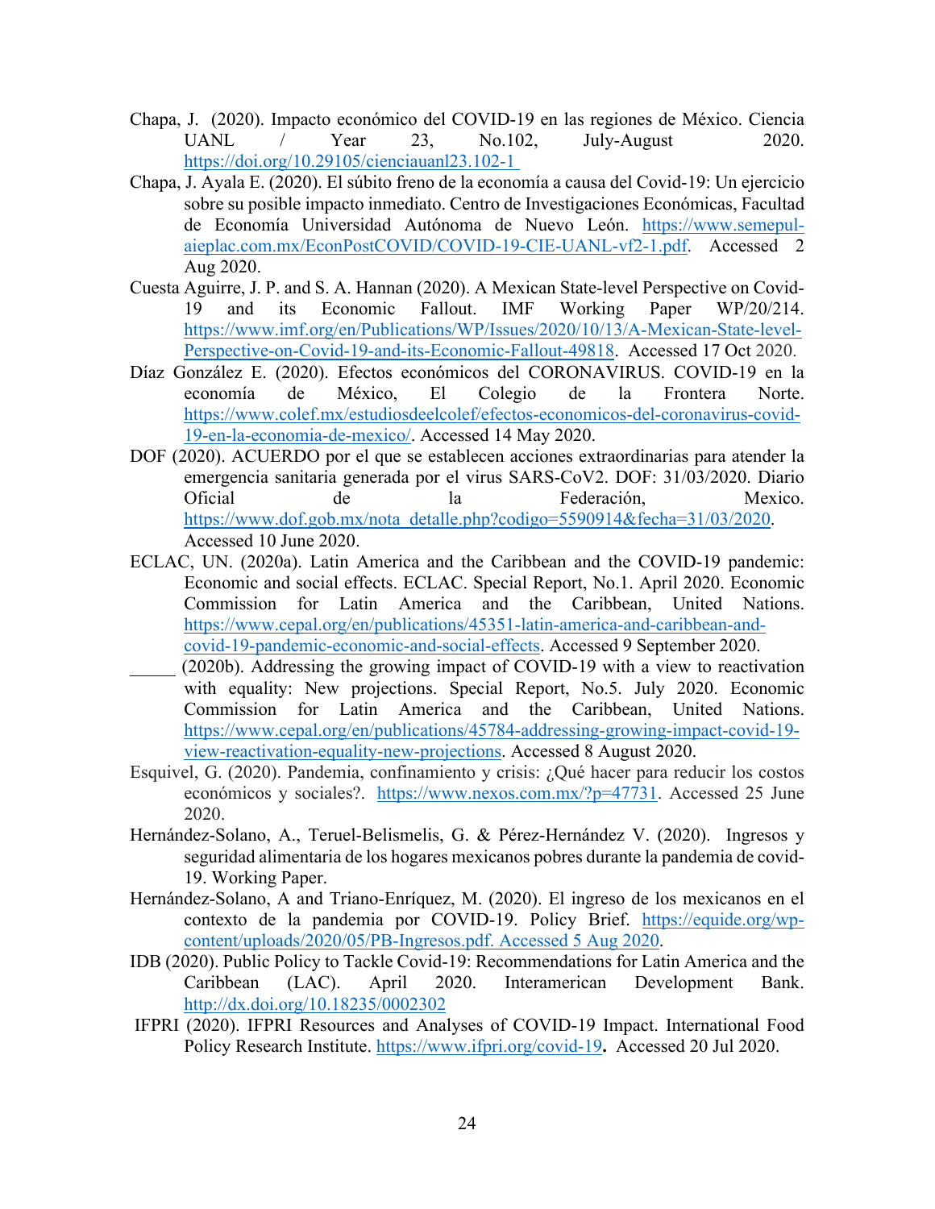Chapa, J. (2020). Impacto económico del COVID-19 en las regiones de México. Ciencia UANL / Year 23, No.102, July-August 2020. https://doi.org/10.29105/cienciauanl23.102-1

Chapa, J. Ayala E. (2020). El súbito freno de la economía a causa del Covid-19: Un ejercicio sobre su posible impacto inmediato. Centro de Investigaciones Económicas, Facultad de Economía Universidad Autónoma de Nuevo León. https://www.semepul-aieplac.com.mx/EconPostCOVID/COVID-19-CIE-UANL-vf2-1.pdf. Accessed 2 Aug 2020.

Cuesta Aguirre, J. P. and S. A. Hannan (2020). A Mexican State-level Perspective on Covid-19 and its Economic Fallout. IMF Working Paper WP/20/214. https://www.imf.org/en/Publications/WP/Issues/2020/10/13/A-Mexican-State-level-Perspective-on-Covid-19-and-its-Economic-Fallout-49818. Accessed 17 Oct 2020.

Díaz González E. (2020). Efectos económicos del CORONAVIRUS. COVID-19 en la economía de México, El Colegio de la Frontera Norte. https://www.colef.mx/estudiosdeelcolef/efectos-economicos-del-coronavirus-covid-19-en-la-economia-de-mexico/. Accessed 14 May 2020.

DOF (2020). ACUERDO por el que se establecen acciones extraordinarias para atender la emergencia sanitaria generada por el virus SARS-CoV2. DOF: 31/03/2020. Diario Oficial de la Federación, Mexico. https://www.dof.gob.mx/nota_detalle.php?codigo=5590914&fecha=31/03/2020. Accessed 10 June 2020.

ECLAC, UN. (2020a). Latin America and the Caribbean and the COVID-19 pandemic: Economic and social effects. ECLAC. Special Report, No.1. April 2020. Economic Commission for Latin America and the Caribbean, United Nations. https://www.cepal.org/en/publications/45351-latin-america-and-caribbean-and-covid-19-pandemic-economic-and-social-effects. Accessed 9 September 2020.

_____ (2020b). Addressing the growing impact of COVID-19 with a view to reactivation with equality: New projections. Special Report, No.5. July 2020. Economic Commission for Latin America and the Caribbean, United Nations. https://www.cepal.org/en/publications/45784-addressing-growing-impact-covid-19-view-reactivation-equality-new-projections. Accessed 8 August 2020.

Esquivel, G. (2020). Pandemia, confinamiento y crisis: ¿Qué hacer para reducir los costos económicos y sociales?. https://www.nexos.com.mx/?p=47731. Accessed 25 June 2020.

Hernández-Solano, A., Teruel-Belismelis, G. & Pérez-Hernández V. (2020). Ingresos y seguridad alimentaria de los hogares mexicanos pobres durante la pandemia de covid-19. Working Paper.

Hernández-Solano, A and Triano-Enríquez, M. (2020). El ingreso de los mexicanos en el contexto de la pandemia por COVID-19. Policy Brief. https://equide.org/wp-content/uploads/2020/05/PB-Ingresos.pdf. Accessed 5 Aug 2020.

IDB (2020). Public Policy to Tackle Covid-19: Recommendations for Latin America and the Caribbean (LAC). April 2020. Interamerican Development Bank. http://dx.doi.org/10.18235/0002302

IFPRI (2020). IFPRI Resources and Analyses of COVID-19 Impact. International Food Policy Research Institute. https://www.ifpri.org/covid-19. Accessed 20 Jul 2020.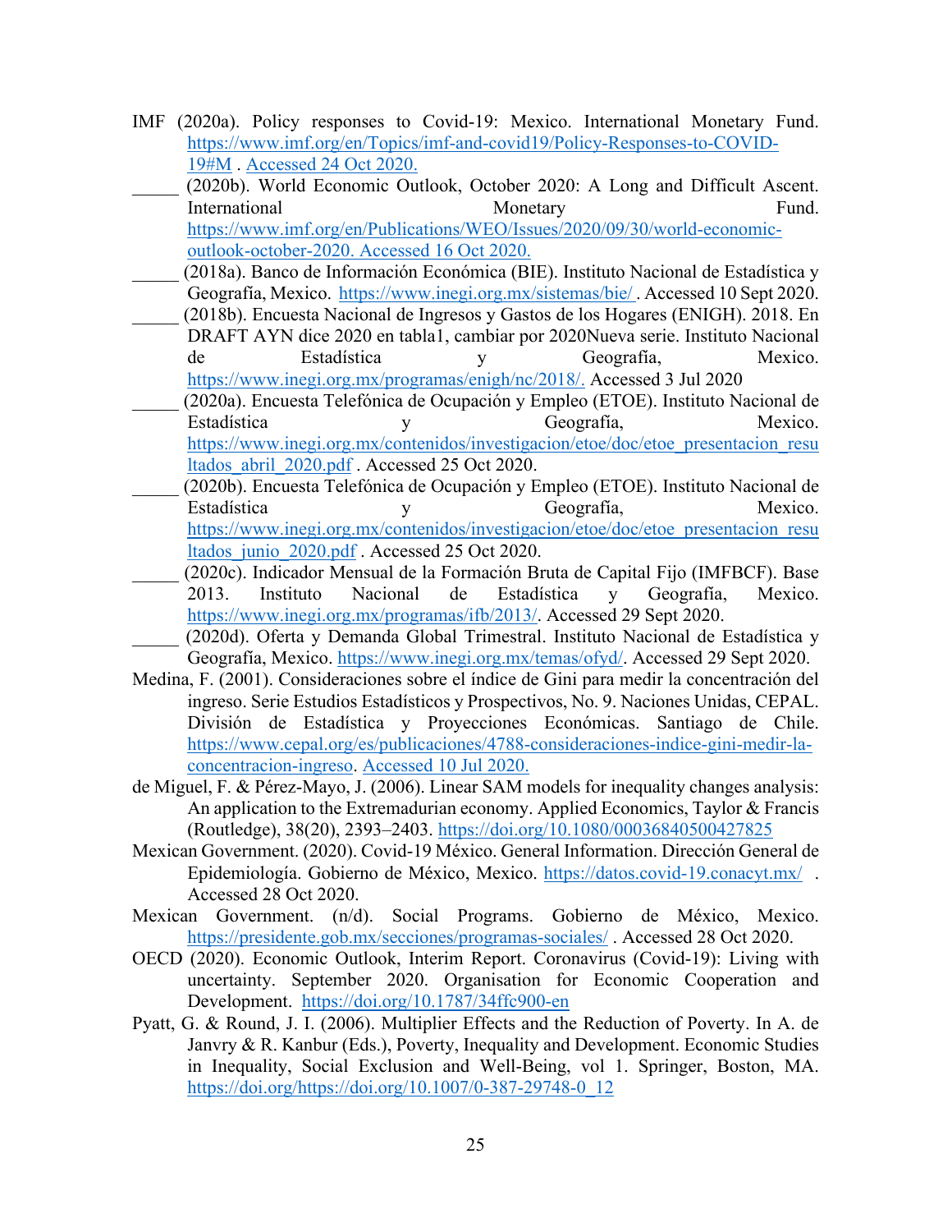IMF (2020a). Policy responses to Covid-19: Mexico. International Monetary Fund. https://www.imf.org/en/Topics/imf-and-covid19/Policy-Responses-to-COVID-19#M . Accessed 24 Oct 2020.

_____ (2020b). World Economic Outlook, October 2020: A Long and Difficult Ascent. International Monetary Fund. https://www.imf.org/en/Publications/WEO/Issues/2020/09/30/world-economic-outlook-october-2020. Accessed 16 Oct 2020.

_____ (2018a). Banco de Información Económica (BIE). Instituto Nacional de Estadística y Geografía, Mexico. https://www.inegi.org.mx/sistemas/bie/ . Accessed 10 Sept 2020.

_____ (2018b). Encuesta Nacional de Ingresos y Gastos de los Hogares (ENIGH). 2018. En DRAFT AYN dice 2020 en tabla1, cambiar por 2020Nueva serie. Instituto Nacional de Estadística y Geografía, Mexico. https://www.inegi.org.mx/programas/enigh/nc/2018/. Accessed 3 Jul 2020

_____ (2020a). Encuesta Telefónica de Ocupación y Empleo (ETOE). Instituto Nacional de Estadística y Geografía, Mexico. https://www.inegi.org.mx/contenidos/investigacion/etoe/doc/etoe_presentacion_resultados_abril_2020.pdf . Accessed 25 Oct 2020.

_____ (2020b). Encuesta Telefónica de Ocupación y Empleo (ETOE). Instituto Nacional de Estadística y Geografía, Mexico. https://www.inegi.org.mx/contenidos/investigacion/etoe/doc/etoe_presentacion_resultados_junio_2020.pdf . Accessed 25 Oct 2020.

_____ (2020c). Indicador Mensual de la Formación Bruta de Capital Fijo (IMFBCF). Base 2013. Instituto Nacional de Estadística y Geografía, Mexico. https://www.inegi.org.mx/programas/ifb/2013/. Accessed 29 Sept 2020.

_____ (2020d). Oferta y Demanda Global Trimestral. Instituto Nacional de Estadística y Geografía, Mexico. https://www.inegi.org.mx/temas/ofyd/. Accessed 29 Sept 2020.

Medina, F. (2001). Consideraciones sobre el índice de Gini para medir la concentración del ingreso. Serie Estudios Estadísticos y Prospectivos, No. 9. Naciones Unidas, CEPAL. División de Estadística y Proyecciones Económicas. Santiago de Chile. https://www.cepal.org/es/publicaciones/4788-consideraciones-indice-gini-medir-la-concentracion-ingreso. Accessed 10 Jul 2020.

de Miguel, F. & Pérez-Mayo, J. (2006). Linear SAM models for inequality changes analysis: An application to the Extremadurian economy. Applied Economics, Taylor & Francis (Routledge), 38(20), 2393–2403. https://doi.org/10.1080/00036840500427825

Mexican Government. (2020). Covid-19 México. General Information. Dirección General de Epidemiología. Gobierno de México, Mexico. https://datos.covid-19.conacyt.mx/ . Accessed 28 Oct 2020.

Mexican Government. (n/d). Social Programs. Gobierno de México, Mexico. https://presidente.gob.mx/secciones/programas-sociales/ . Accessed 28 Oct 2020.

OECD (2020). Economic Outlook, Interim Report. Coronavirus (Covid-19): Living with uncertainty. September 2020. Organisation for Economic Cooperation and Development. https://doi.org/10.1787/34ffc900-en

Pyatt, G. & Round, J. I. (2006). Multiplier Effects and the Reduction of Poverty. In A. de Janvry & R. Kanbur (Eds.), Poverty, Inequality and Development. Economic Studies in Inequality, Social Exclusion and Well-Being, vol 1. Springer, Boston, MA. https://doi.org/https://doi.org/10.1007/0-387-29748-0_12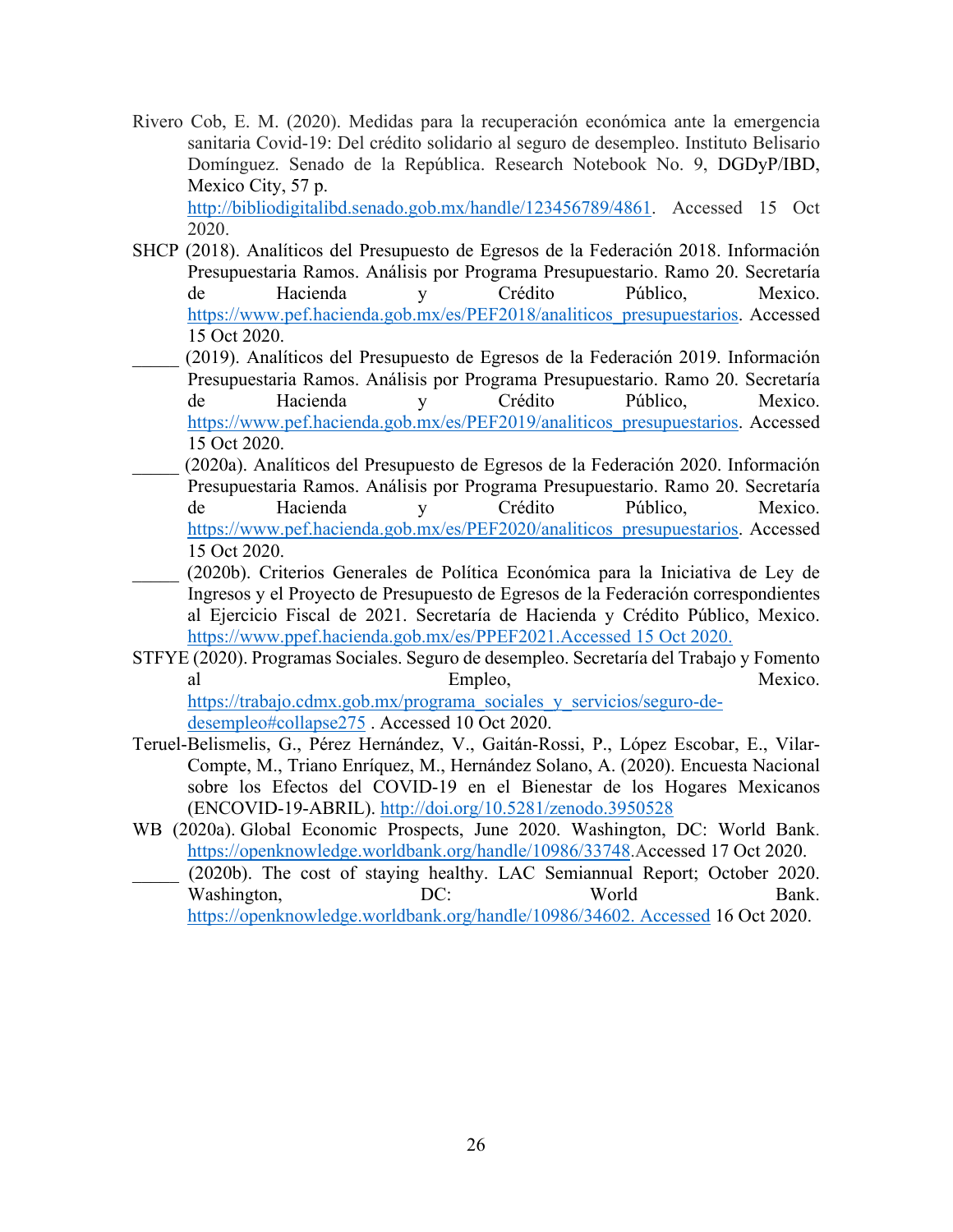Rivero Cob, E. M. (2020). Medidas para la recuperación económica ante la emergencia sanitaria Covid-19: Del crédito solidario al seguro de desempleo. Instituto Belisario Domínguez. Senado de la República. Research Notebook No. 9, DGDyP/IBD, Mexico City, 57 p. http://bibliodigitalibd.senado.gob.mx/handle/123456789/4861. Accessed 15 Oct 2020.

SHCP (2018). Analíticos del Presupuesto de Egresos de la Federación 2018. Información Presupuestaria Ramos. Análisis por Programa Presupuestario. Ramo 20. Secretaría de Hacienda y Crédito Público, Mexico. https://www.pef.hacienda.gob.mx/es/PEF2018/analiticos_presupuestarios. Accessed 15 Oct 2020.

_____ (2019). Analíticos del Presupuesto de Egresos de la Federación 2019. Información Presupuestaria Ramos. Análisis por Programa Presupuestario. Ramo 20. Secretaría de Hacienda y Crédito Público, Mexico. https://www.pef.hacienda.gob.mx/es/PEF2019/analiticos_presupuestarios. Accessed 15 Oct 2020.

_____ (2020a). Analíticos del Presupuesto de Egresos de la Federación 2020. Información Presupuestaria Ramos. Análisis por Programa Presupuestario. Ramo 20. Secretaría de Hacienda y Crédito Público, Mexico. https://www.pef.hacienda.gob.mx/es/PEF2020/analiticos_presupuestarios. Accessed 15 Oct 2020.

_____ (2020b). Criterios Generales de Política Económica para la Iniciativa de Ley de Ingresos y el Proyecto de Presupuesto de Egresos de la Federación correspondientes al Ejercicio Fiscal de 2021. Secretaría de Hacienda y Crédito Público, Mexico. https://www.ppef.hacienda.gob.mx/es/PPEF2021.Accessed 15 Oct 2020.

STFYE (2020). Programas Sociales. Seguro de desempleo. Secretaría del Trabajo y Fomento al Empleo, Mexico. https://trabajo.cdmx.gob.mx/programa_sociales_y_servicios/seguro-de-desempleo#collapse275 . Accessed 10 Oct 2020.

Teruel-Belismelis, G., Pérez Hernández, V., Gaitán-Rossi, P., López Escobar, E., Vilar-Compte, M., Triano Enríquez, M., Hernández Solano, A. (2020). Encuesta Nacional sobre los Efectos del COVID-19 en el Bienestar de los Hogares Mexicanos (ENCOVID-19-ABRIL). http://doi.org/10.5281/zenodo.3950528

WB (2020a). Global Economic Prospects, June 2020. Washington, DC: World Bank. https://openknowledge.worldbank.org/handle/10986/33748.Accessed 17 Oct 2020.

_____ (2020b). The cost of staying healthy. LAC Semiannual Report; October 2020. Washington, DC: World Bank. https://openknowledge.worldbank.org/handle/10986/34602. Accessed 16 Oct 2020.